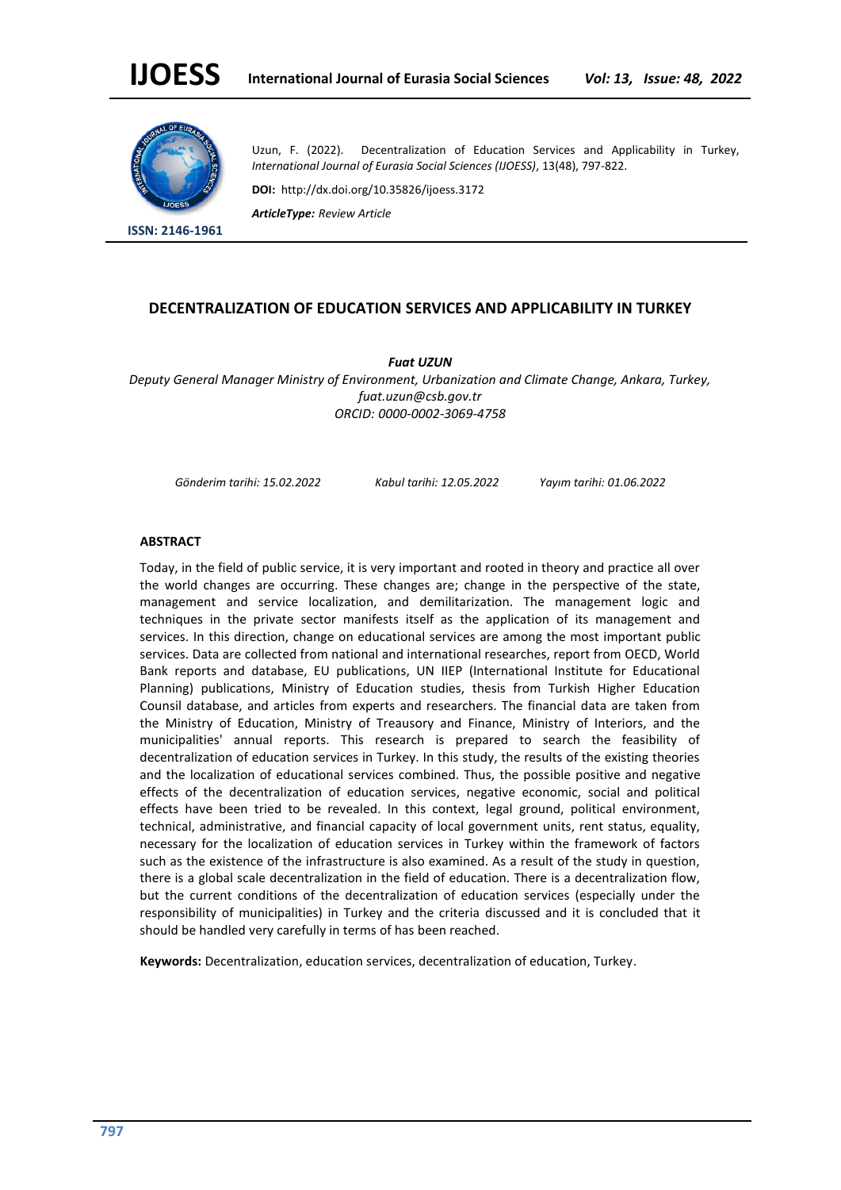Uzun, F. (2022). Decentralization of Education Services and Applicability in Turkey, *International Journal of Eurasia Social Sciences (IJOESS)*, 13(48), 797-822.

**DOI:** http://dx.doi.org/10.35826/ijoess.3172

***ArticleType:** Review Article*

**ISSN: 2146-1961**

## DECENTRALIZATION OF EDUCATION SERVICES AND APPLICABILITY IN TURKEY

***Fuat UZUN***

*Deputy General Manager Ministry of Environment, Urbanization and Climate Change, Ankara, Turkey, fuat.uzun@csb.gov.tr*
*ORCID: 0000-0002-3069-4758*

*Gönderim tarihi: 15.02.2022* *Kabul tarihi: 12.05.2022* *Yayım tarihi: 01.06.2022*

### ABSTRACT

Today, in the field of public service, it is very important and rooted in theory and practice all over the world changes are occurring. These changes are; change in the perspective of the state, management and service localization, and demilitarization. The management logic and techniques in the private sector manifests itself as the application of its management and services. In this direction, change on educational services are among the most important public services. Data are collected from national and international researches, report from OECD, World Bank reports and database, EU publications, UN IIEP (International Institute for Educational Planning) publications, Ministry of Education studies, thesis from Turkish Higher Education Counsil database, and articles from experts and researchers. The financial data are taken from the Ministry of Education, Ministry of Treausory and Finance, Ministry of Interiors, and the municipalities' annual reports. This research is prepared to search the feasibility of decentralization of education services in Turkey. In this study, the results of the existing theories and the localization of educational services combined. Thus, the possible positive and negative effects of the decentralization of education services, negative economic, social and political effects have been tried to be revealed. In this context, legal ground, political environment, technical, administrative, and financial capacity of local government units, rent status, equality, necessary for the localization of education services in Turkey within the framework of factors such as the existence of the infrastructure is also examined. As a result of the study in question, there is a global scale decentralization in the field of education. There is a decentralization flow, but the current conditions of the decentralization of education services (especially under the responsibility of municipalities) in Turkey and the criteria discussed and it is concluded that it should be handled very carefully in terms of has been reached.

**Keywords:** Decentralization, education services, decentralization of education, Turkey.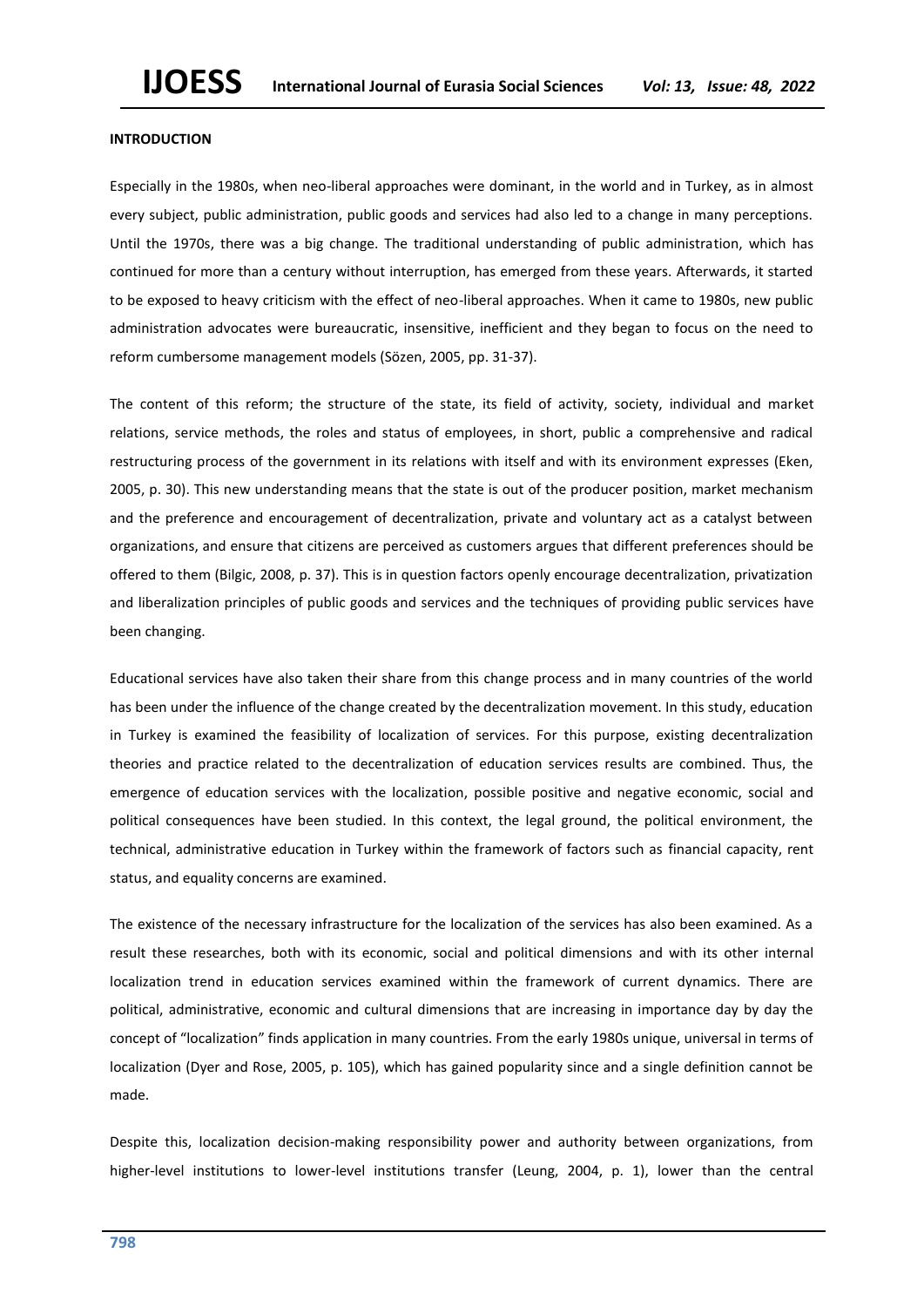## INTRODUCTION

Especially in the 1980s, when neo-liberal approaches were dominant, in the world and in Turkey, as in almost every subject, public administration, public goods and services had also led to a change in many perceptions. Until the 1970s, there was a big change. The traditional understanding of public administration, which has continued for more than a century without interruption, has emerged from these years. Afterwards, it started to be exposed to heavy criticism with the effect of neo-liberal approaches. When it came to 1980s, new public administration advocates were bureaucratic, insensitive, inefficient and they began to focus on the need to reform cumbersome management models (Sözen, 2005, pp. 31-37).

The content of this reform; the structure of the state, its field of activity, society, individual and market relations, service methods, the roles and status of employees, in short, public a comprehensive and radical restructuring process of the government in its relations with itself and with its environment expresses (Eken, 2005, p. 30). This new understanding means that the state is out of the producer position, market mechanism and the preference and encouragement of decentralization, private and voluntary act as a catalyst between organizations, and ensure that citizens are perceived as customers argues that different preferences should be offered to them (Bilgic, 2008, p. 37). This is in question factors openly encourage decentralization, privatization and liberalization principles of public goods and services and the techniques of providing public services have been changing.

Educational services have also taken their share from this change process and in many countries of the world has been under the influence of the change created by the decentralization movement. In this study, education in Turkey is examined the feasibility of localization of services. For this purpose, existing decentralization theories and practice related to the decentralization of education services results are combined. Thus, the emergence of education services with the localization, possible positive and negative economic, social and political consequences have been studied. In this context, the legal ground, the political environment, the technical, administrative education in Turkey within the framework of factors such as financial capacity, rent status, and equality concerns are examined.

The existence of the necessary infrastructure for the localization of the services has also been examined. As a result these researches, both with its economic, social and political dimensions and with its other internal localization trend in education services examined within the framework of current dynamics. There are political, administrative, economic and cultural dimensions that are increasing in importance day by day the concept of "localization" finds application in many countries. From the early 1980s unique, universal in terms of localization (Dyer and Rose, 2005, p. 105), which has gained popularity since and a single definition cannot be made.

Despite this, localization decision-making responsibility power and authority between organizations, from higher-level institutions to lower-level institutions transfer (Leung, 2004, p. 1), lower than the central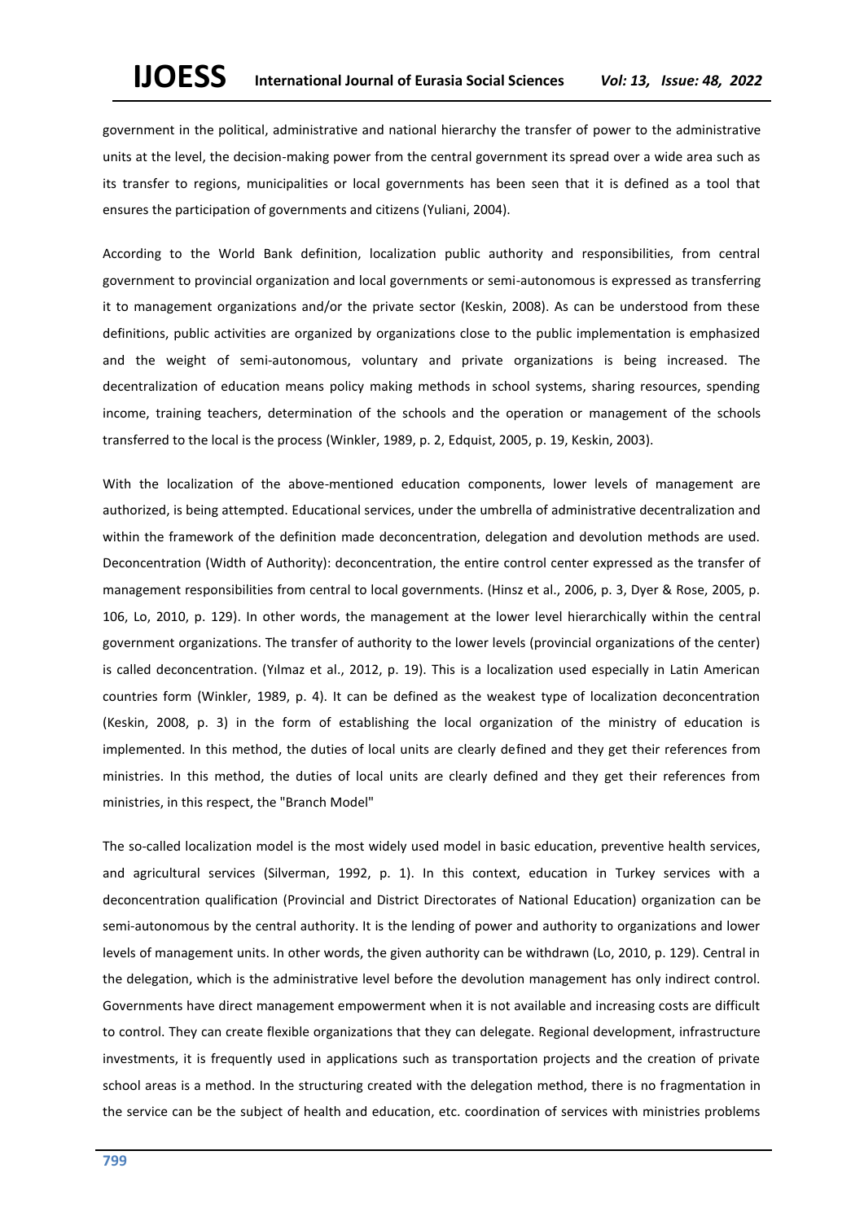government in the political, administrative and national hierarchy the transfer of power to the administrative units at the level, the decision-making power from the central government its spread over a wide area such as its transfer to regions, municipalities or local governments has been seen that it is defined as a tool that ensures the participation of governments and citizens (Yuliani, 2004).

According to the World Bank definition, localization public authority and responsibilities, from central government to provincial organization and local governments or semi-autonomous is expressed as transferring it to management organizations and/or the private sector (Keskin, 2008). As can be understood from these definitions, public activities are organized by organizations close to the public implementation is emphasized and the weight of semi-autonomous, voluntary and private organizations is being increased. The decentralization of education means policy making methods in school systems, sharing resources, spending income, training teachers, determination of the schools and the operation or management of the schools transferred to the local is the process (Winkler, 1989, p. 2, Edquist, 2005, p. 19, Keskin, 2003).

With the localization of the above-mentioned education components, lower levels of management are authorized, is being attempted. Educational services, under the umbrella of administrative decentralization and within the framework of the definition made deconcentration, delegation and devolution methods are used. Deconcentration (Width of Authority): deconcentration, the entire control center expressed as the transfer of management responsibilities from central to local governments. (Hinsz et al., 2006, p. 3, Dyer & Rose, 2005, p. 106, Lo, 2010, p. 129). In other words, the management at the lower level hierarchically within the central government organizations. The transfer of authority to the lower levels (provincial organizations of the center) is called deconcentration. (Yılmaz et al., 2012, p. 19). This is a localization used especially in Latin American countries form (Winkler, 1989, p. 4). It can be defined as the weakest type of localization deconcentration (Keskin, 2008, p. 3) in the form of establishing the local organization of the ministry of education is implemented. In this method, the duties of local units are clearly defined and they get their references from ministries. In this method, the duties of local units are clearly defined and they get their references from ministries, in this respect, the "Branch Model"

The so-called localization model is the most widely used model in basic education, preventive health services, and agricultural services (Silverman, 1992, p. 1). In this context, education in Turkey services with a deconcentration qualification (Provincial and District Directorates of National Education) organization can be semi-autonomous by the central authority. It is the lending of power and authority to organizations and lower levels of management units. In other words, the given authority can be withdrawn (Lo, 2010, p. 129). Central in the delegation, which is the administrative level before the devolution management has only indirect control. Governments have direct management empowerment when it is not available and increasing costs are difficult to control. They can create flexible organizations that they can delegate. Regional development, infrastructure investments, it is frequently used in applications such as transportation projects and the creation of private school areas is a method. In the structuring created with the delegation method, there is no fragmentation in the service can be the subject of health and education, etc. coordination of services with ministries problems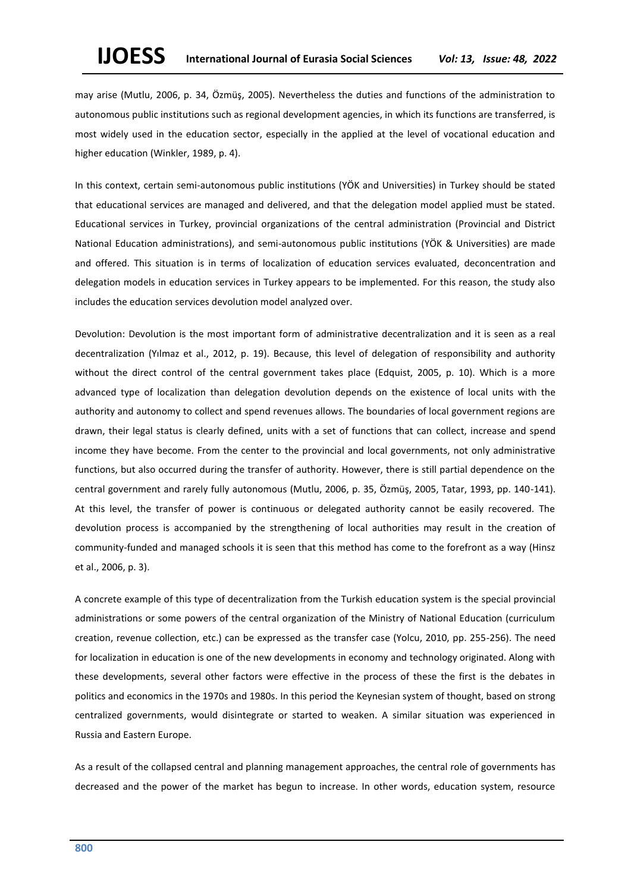may arise (Mutlu, 2006, p. 34, Özmüş, 2005). Nevertheless the duties and functions of the administration to autonomous public institutions such as regional development agencies, in which its functions are transferred, is most widely used in the education sector, especially in the applied at the level of vocational education and higher education (Winkler, 1989, p. 4).

In this context, certain semi-autonomous public institutions (YÖK and Universities) in Turkey should be stated that educational services are managed and delivered, and that the delegation model applied must be stated. Educational services in Turkey, provincial organizations of the central administration (Provincial and District National Education administrations), and semi-autonomous public institutions (YÖK & Universities) are made and offered. This situation is in terms of localization of education services evaluated, deconcentration and delegation models in education services in Turkey appears to be implemented. For this reason, the study also includes the education services devolution model analyzed over.

Devolution: Devolution is the most important form of administrative decentralization and it is seen as a real decentralization (Yılmaz et al., 2012, p. 19). Because, this level of delegation of responsibility and authority without the direct control of the central government takes place (Edquist, 2005, p. 10). Which is a more advanced type of localization than delegation devolution depends on the existence of local units with the authority and autonomy to collect and spend revenues allows. The boundaries of local government regions are drawn, their legal status is clearly defined, units with a set of functions that can collect, increase and spend income they have become. From the center to the provincial and local governments, not only administrative functions, but also occurred during the transfer of authority. However, there is still partial dependence on the central government and rarely fully autonomous (Mutlu, 2006, p. 35, Özmüş, 2005, Tatar, 1993, pp. 140-141). At this level, the transfer of power is continuous or delegated authority cannot be easily recovered. The devolution process is accompanied by the strengthening of local authorities may result in the creation of community-funded and managed schools it is seen that this method has come to the forefront as a way (Hinsz et al., 2006, p. 3).

A concrete example of this type of decentralization from the Turkish education system is the special provincial administrations or some powers of the central organization of the Ministry of National Education (curriculum creation, revenue collection, etc.) can be expressed as the transfer case (Yolcu, 2010, pp. 255-256). The need for localization in education is one of the new developments in economy and technology originated. Along with these developments, several other factors were effective in the process of these the first is the debates in politics and economics in the 1970s and 1980s. In this period the Keynesian system of thought, based on strong centralized governments, would disintegrate or started to weaken. A similar situation was experienced in Russia and Eastern Europe.

As a result of the collapsed central and planning management approaches, the central role of governments has decreased and the power of the market has begun to increase. In other words, education system, resource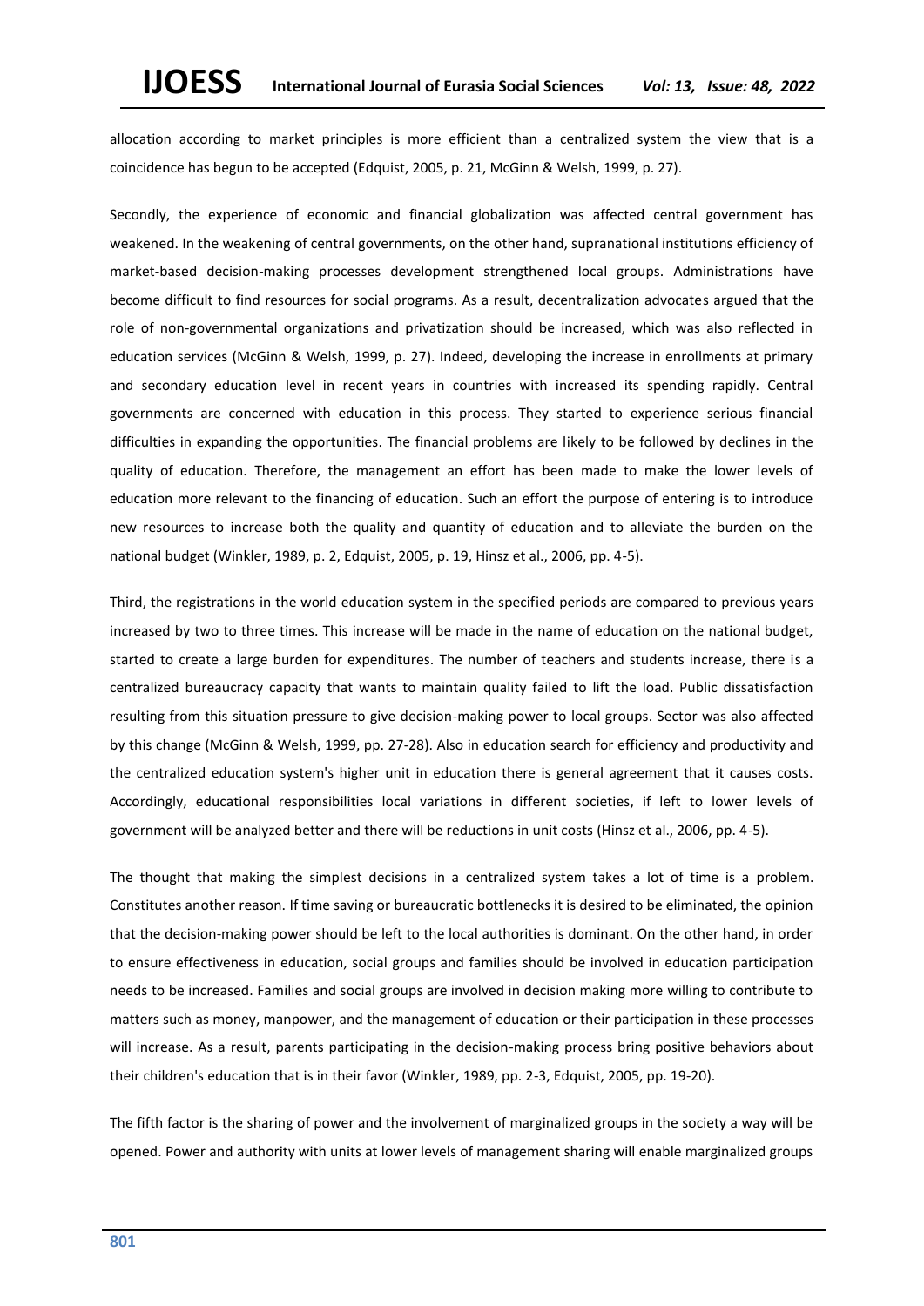allocation according to market principles is more efficient than a centralized system the view that is a coincidence has begun to be accepted (Edquist, 2005, p. 21, McGinn & Welsh, 1999, p. 27).

Secondly, the experience of economic and financial globalization was affected central government has weakened. In the weakening of central governments, on the other hand, supranational institutions efficiency of market-based decision-making processes development strengthened local groups. Administrations have become difficult to find resources for social programs. As a result, decentralization advocates argued that the role of non-governmental organizations and privatization should be increased, which was also reflected in education services (McGinn & Welsh, 1999, p. 27). Indeed, developing the increase in enrollments at primary and secondary education level in recent years in countries with increased its spending rapidly. Central governments are concerned with education in this process. They started to experience serious financial difficulties in expanding the opportunities. The financial problems are likely to be followed by declines in the quality of education. Therefore, the management an effort has been made to make the lower levels of education more relevant to the financing of education. Such an effort the purpose of entering is to introduce new resources to increase both the quality and quantity of education and to alleviate the burden on the national budget (Winkler, 1989, p. 2, Edquist, 2005, p. 19, Hinsz et al., 2006, pp. 4-5).

Third, the registrations in the world education system in the specified periods are compared to previous years increased by two to three times. This increase will be made in the name of education on the national budget, started to create a large burden for expenditures. The number of teachers and students increase, there is a centralized bureaucracy capacity that wants to maintain quality failed to lift the load. Public dissatisfaction resulting from this situation pressure to give decision-making power to local groups. Sector was also affected by this change (McGinn & Welsh, 1999, pp. 27-28). Also in education search for efficiency and productivity and the centralized education system's higher unit in education there is general agreement that it causes costs. Accordingly, educational responsibilities local variations in different societies, if left to lower levels of government will be analyzed better and there will be reductions in unit costs (Hinsz et al., 2006, pp. 4-5).

The thought that making the simplest decisions in a centralized system takes a lot of time is a problem. Constitutes another reason. If time saving or bureaucratic bottlenecks it is desired to be eliminated, the opinion that the decision-making power should be left to the local authorities is dominant. On the other hand, in order to ensure effectiveness in education, social groups and families should be involved in education participation needs to be increased. Families and social groups are involved in decision making more willing to contribute to matters such as money, manpower, and the management of education or their participation in these processes will increase. As a result, parents participating in the decision-making process bring positive behaviors about their children's education that is in their favor (Winkler, 1989, pp. 2-3, Edquist, 2005, pp. 19-20).

The fifth factor is the sharing of power and the involvement of marginalized groups in the society a way will be opened. Power and authority with units at lower levels of management sharing will enable marginalized groups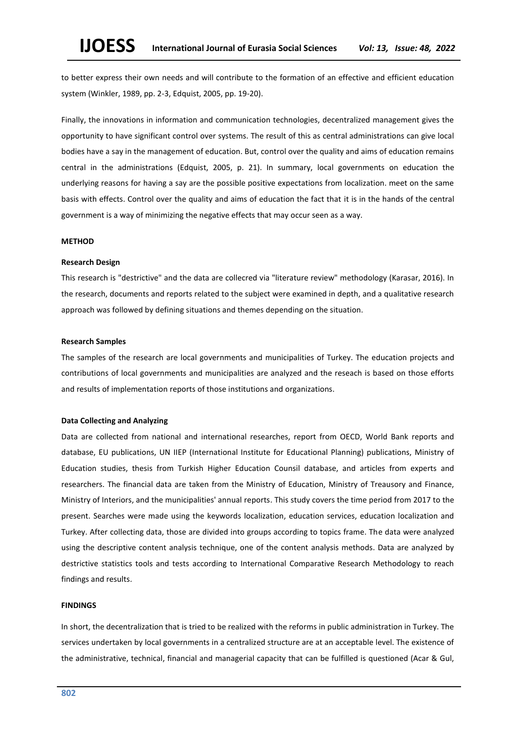to better express their own needs and will contribute to the formation of an effective and efficient education system (Winkler, 1989, pp. 2-3, Edquist, 2005, pp. 19-20).

Finally, the innovations in information and communication technologies, decentralized management gives the opportunity to have significant control over systems. The result of this as central administrations can give local bodies have a say in the management of education. But, control over the quality and aims of education remains central in the administrations (Edquist, 2005, p. 21). In summary, local governments on education the underlying reasons for having a say are the possible positive expectations from localization. meet on the same basis with effects. Control over the quality and aims of education the fact that it is in the hands of the central government is a way of minimizing the negative effects that may occur seen as a way.

## METHOD

### Research Design

This research is "destrictive" and the data are collecred via "literature review" methodology (Karasar, 2016). In the research, documents and reports related to the subject were examined in depth, and a qualitative research approach was followed by defining situations and themes depending on the situation.

### Research Samples

The samples of the research are local governments and municipalities of Turkey. The education projects and contributions of local governments and municipalities are analyzed and the reseach is based on those efforts and results of implementation reports of those institutions and organizations.

### Data Collecting and Analyzing

Data are collected from national and international researches, report from OECD, World Bank reports and database, EU publications, UN IIEP (International Institute for Educational Planning) publications, Ministry of Education studies, thesis from Turkish Higher Education Counsil database, and articles from experts and researchers. The financial data are taken from the Ministry of Education, Ministry of Treausory and Finance, Ministry of Interiors, and the municipalities' annual reports. This study covers the time period from 2017 to the present. Searches were made using the keywords localization, education services, education localization and Turkey. After collecting data, those are divided into groups according to topics frame. The data were analyzed using the descriptive content analysis technique, one of the content analysis methods. Data are analyzed by destrictive statistics tools and tests according to International Comparative Research Methodology to reach findings and results.

## FINDINGS

In short, the decentralization that is tried to be realized with the reforms in public administration in Turkey. The services undertaken by local governments in a centralized structure are at an acceptable level. The existence of the administrative, technical, financial and managerial capacity that can be fulfilled is questioned (Acar & Gul,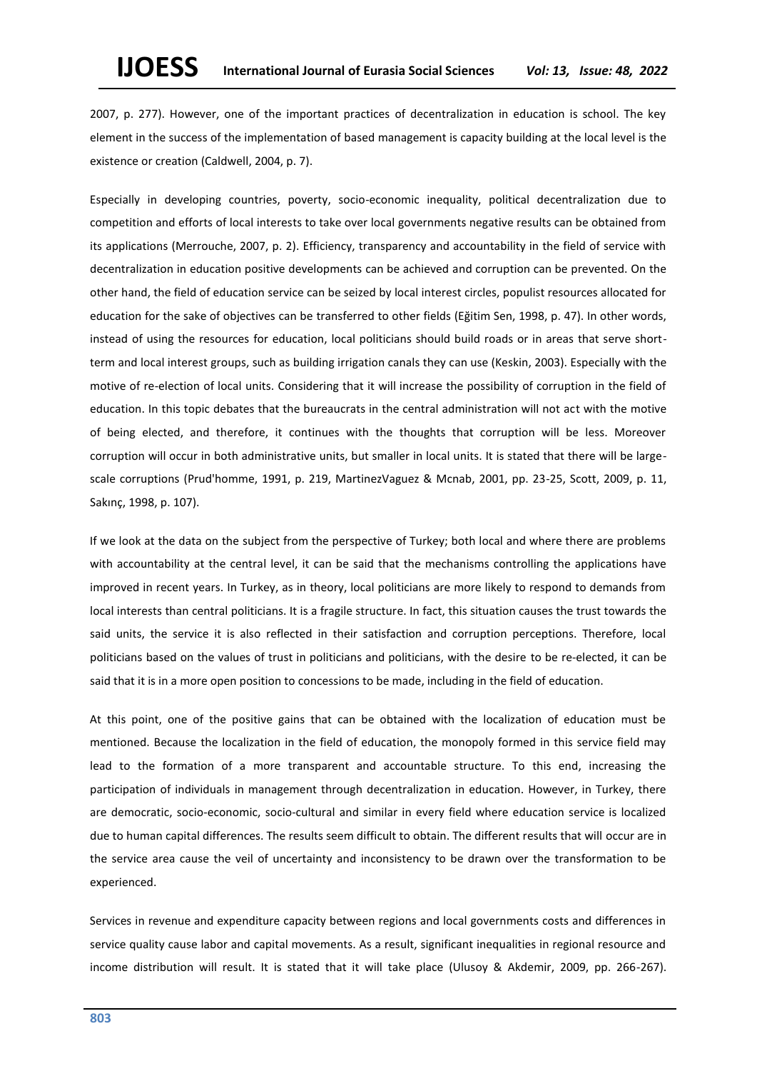2007, p. 277). However, one of the important practices of decentralization in education is school. The key element in the success of the implementation of based management is capacity building at the local level is the existence or creation (Caldwell, 2004, p. 7).

Especially in developing countries, poverty, socio-economic inequality, political decentralization due to competition and efforts of local interests to take over local governments negative results can be obtained from its applications (Merrouche, 2007, p. 2). Efficiency, transparency and accountability in the field of service with decentralization in education positive developments can be achieved and corruption can be prevented. On the other hand, the field of education service can be seized by local interest circles, populist resources allocated for education for the sake of objectives can be transferred to other fields (Eğitim Sen, 1998, p. 47). In other words, instead of using the resources for education, local politicians should build roads or in areas that serve short-term and local interest groups, such as building irrigation canals they can use (Keskin, 2003). Especially with the motive of re-election of local units. Considering that it will increase the possibility of corruption in the field of education. In this topic debates that the bureaucrats in the central administration will not act with the motive of being elected, and therefore, it continues with the thoughts that corruption will be less. Moreover corruption will occur in both administrative units, but smaller in local units. It is stated that there will be large-scale corruptions (Prud'homme, 1991, p. 219, MartinezVaguez & Mcnab, 2001, pp. 23-25, Scott, 2009, p. 11, Sakınç, 1998, p. 107).

If we look at the data on the subject from the perspective of Turkey; both local and where there are problems with accountability at the central level, it can be said that the mechanisms controlling the applications have improved in recent years. In Turkey, as in theory, local politicians are more likely to respond to demands from local interests than central politicians. It is a fragile structure. In fact, this situation causes the trust towards the said units, the service it is also reflected in their satisfaction and corruption perceptions. Therefore, local politicians based on the values of trust in politicians and politicians, with the desire to be re-elected, it can be said that it is in a more open position to concessions to be made, including in the field of education.

At this point, one of the positive gains that can be obtained with the localization of education must be mentioned. Because the localization in the field of education, the monopoly formed in this service field may lead to the formation of a more transparent and accountable structure. To this end, increasing the participation of individuals in management through decentralization in education. However, in Turkey, there are democratic, socio-economic, socio-cultural and similar in every field where education service is localized due to human capital differences. The results seem difficult to obtain. The different results that will occur are in the service area cause the veil of uncertainty and inconsistency to be drawn over the transformation to be experienced.

Services in revenue and expenditure capacity between regions and local governments costs and differences in service quality cause labor and capital movements. As a result, significant inequalities in regional resource and income distribution will result. It is stated that it will take place (Ulusoy & Akdemir, 2009, pp. 266-267).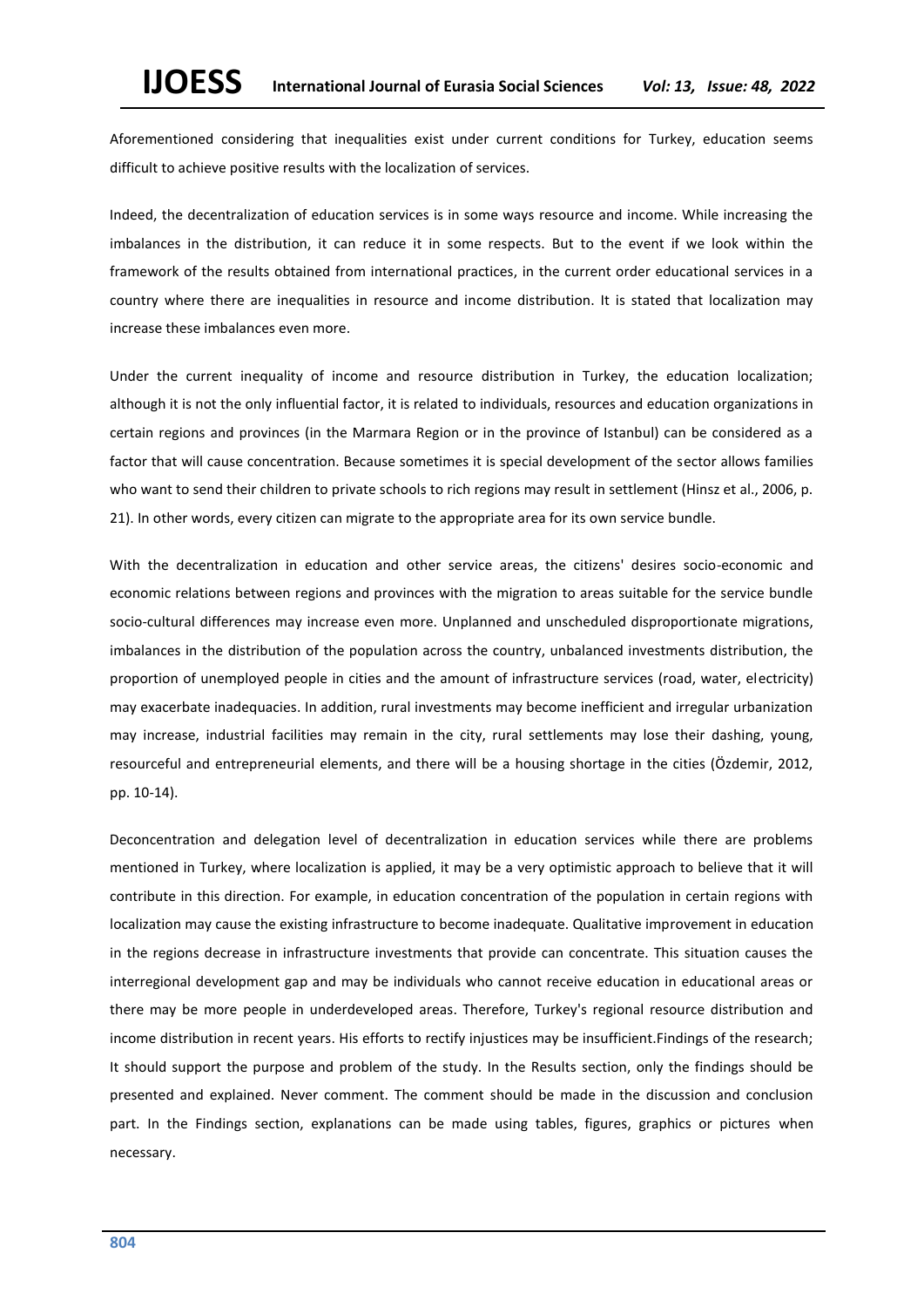Aforementioned considering that inequalities exist under current conditions for Turkey, education seems difficult to achieve positive results with the localization of services.

Indeed, the decentralization of education services is in some ways resource and income. While increasing the imbalances in the distribution, it can reduce it in some respects. But to the event if we look within the framework of the results obtained from international practices, in the current order educational services in a country where there are inequalities in resource and income distribution. It is stated that localization may increase these imbalances even more.

Under the current inequality of income and resource distribution in Turkey, the education localization; although it is not the only influential factor, it is related to individuals, resources and education organizations in certain regions and provinces (in the Marmara Region or in the province of Istanbul) can be considered as a factor that will cause concentration. Because sometimes it is special development of the sector allows families who want to send their children to private schools to rich regions may result in settlement (Hinsz et al., 2006, p. 21). In other words, every citizen can migrate to the appropriate area for its own service bundle.

With the decentralization in education and other service areas, the citizens' desires socio-economic and economic relations between regions and provinces with the migration to areas suitable for the service bundle socio-cultural differences may increase even more. Unplanned and unscheduled disproportionate migrations, imbalances in the distribution of the population across the country, unbalanced investments distribution, the proportion of unemployed people in cities and the amount of infrastructure services (road, water, electricity) may exacerbate inadequacies. In addition, rural investments may become inefficient and irregular urbanization may increase, industrial facilities may remain in the city, rural settlements may lose their dashing, young, resourceful and entrepreneurial elements, and there will be a housing shortage in the cities (Özdemir, 2012, pp. 10-14).

Deconcentration and delegation level of decentralization in education services while there are problems mentioned in Turkey, where localization is applied, it may be a very optimistic approach to believe that it will contribute in this direction. For example, in education concentration of the population in certain regions with localization may cause the existing infrastructure to become inadequate. Qualitative improvement in education in the regions decrease in infrastructure investments that provide can concentrate. This situation causes the interregional development gap and may be individuals who cannot receive education in educational areas or there may be more people in underdeveloped areas. Therefore, Turkey's regional resource distribution and income distribution in recent years. His efforts to rectify injustices may be insufficient.Findings of the research; It should support the purpose and problem of the study. In the Results section, only the findings should be presented and explained. Never comment. The comment should be made in the discussion and conclusion part. In the Findings section, explanations can be made using tables, figures, graphics or pictures when necessary.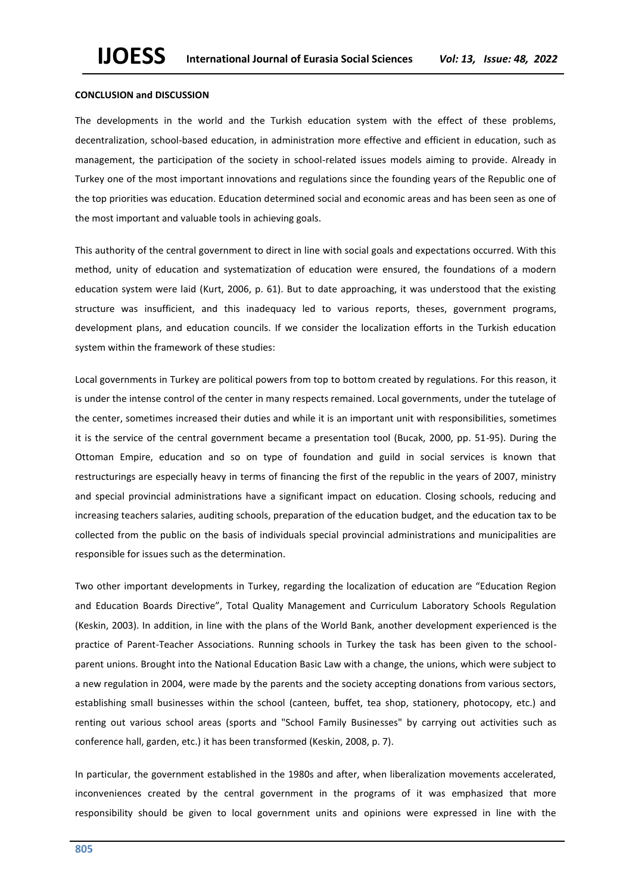**CONCLUSION and DISCUSSION**

The developments in the world and the Turkish education system with the effect of these problems, decentralization, school-based education, in administration more effective and efficient in education, such as management, the participation of the society in school-related issues models aiming to provide. Already in Turkey one of the most important innovations and regulations since the founding years of the Republic one of the top priorities was education. Education determined social and economic areas and has been seen as one of the most important and valuable tools in achieving goals.

This authority of the central government to direct in line with social goals and expectations occurred. With this method, unity of education and systematization of education were ensured, the foundations of a modern education system were laid (Kurt, 2006, p. 61). But to date approaching, it was understood that the existing structure was insufficient, and this inadequacy led to various reports, theses, government programs, development plans, and education councils. If we consider the localization efforts in the Turkish education system within the framework of these studies:

Local governments in Turkey are political powers from top to bottom created by regulations. For this reason, it is under the intense control of the center in many respects remained. Local governments, under the tutelage of the center, sometimes increased their duties and while it is an important unit with responsibilities, sometimes it is the service of the central government became a presentation tool (Bucak, 2000, pp. 51-95). During the Ottoman Empire, education and so on type of foundation and guild in social services is known that restructurings are especially heavy in terms of financing the first of the republic in the years of 2007, ministry and special provincial administrations have a significant impact on education. Closing schools, reducing and increasing teachers salaries, auditing schools, preparation of the education budget, and the education tax to be collected from the public on the basis of individuals special provincial administrations and municipalities are responsible for issues such as the determination.

Two other important developments in Turkey, regarding the localization of education are "Education Region and Education Boards Directive", Total Quality Management and Curriculum Laboratory Schools Regulation (Keskin, 2003). In addition, in line with the plans of the World Bank, another development experienced is the practice of Parent-Teacher Associations. Running schools in Turkey the task has been given to the school-parent unions. Brought into the National Education Basic Law with a change, the unions, which were subject to a new regulation in 2004, were made by the parents and the society accepting donations from various sectors, establishing small businesses within the school (canteen, buffet, tea shop, stationery, photocopy, etc.) and renting out various school areas (sports and "School Family Businesses" by carrying out activities such as conference hall, garden, etc.) it has been transformed (Keskin, 2008, p. 7).

In particular, the government established in the 1980s and after, when liberalization movements accelerated, inconveniences created by the central government in the programs of it was emphasized that more responsibility should be given to local government units and opinions were expressed in line with the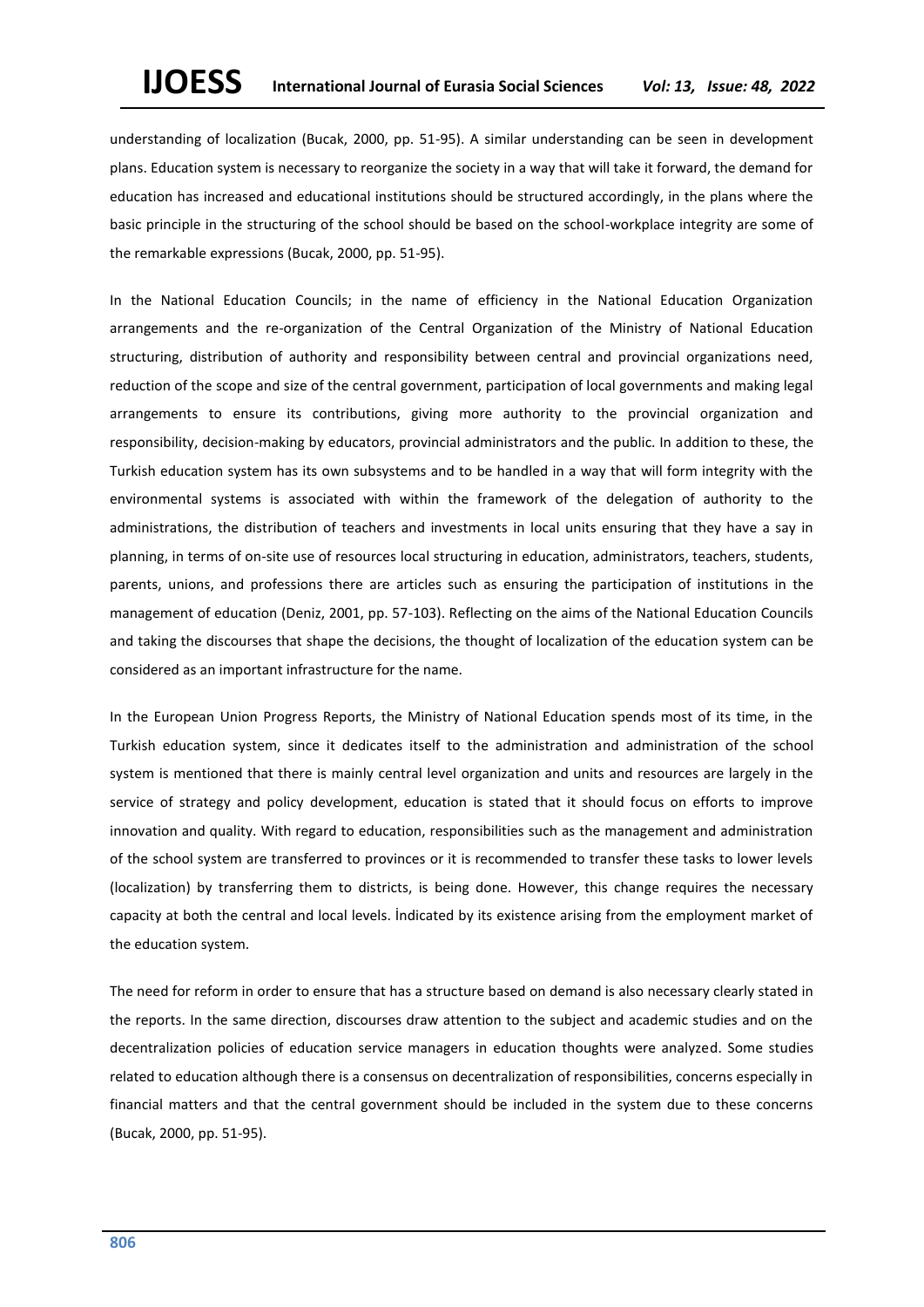understanding of localization (Bucak, 2000, pp. 51-95). A similar understanding can be seen in development plans. Education system is necessary to reorganize the society in a way that will take it forward, the demand for education has increased and educational institutions should be structured accordingly, in the plans where the basic principle in the structuring of the school should be based on the school-workplace integrity are some of the remarkable expressions (Bucak, 2000, pp. 51-95).

In the National Education Councils; in the name of efficiency in the National Education Organization arrangements and the re-organization of the Central Organization of the Ministry of National Education structuring, distribution of authority and responsibility between central and provincial organizations need, reduction of the scope and size of the central government, participation of local governments and making legal arrangements to ensure its contributions, giving more authority to the provincial organization and responsibility, decision-making by educators, provincial administrators and the public. In addition to these, the Turkish education system has its own subsystems and to be handled in a way that will form integrity with the environmental systems is associated with within the framework of the delegation of authority to the administrations, the distribution of teachers and investments in local units ensuring that they have a say in planning, in terms of on-site use of resources local structuring in education, administrators, teachers, students, parents, unions, and professions there are articles such as ensuring the participation of institutions in the management of education (Deniz, 2001, pp. 57-103). Reflecting on the aims of the National Education Councils and taking the discourses that shape the decisions, the thought of localization of the education system can be considered as an important infrastructure for the name.

In the European Union Progress Reports, the Ministry of National Education spends most of its time, in the Turkish education system, since it dedicates itself to the administration and administration of the school system is mentioned that there is mainly central level organization and units and resources are largely in the service of strategy and policy development, education is stated that it should focus on efforts to improve innovation and quality. With regard to education, responsibilities such as the management and administration of the school system are transferred to provinces or it is recommended to transfer these tasks to lower levels (localization) by transferring them to districts, is being done. However, this change requires the necessary capacity at both the central and local levels. İndicated by its existence arising from the employment market of the education system.

The need for reform in order to ensure that has a structure based on demand is also necessary clearly stated in the reports. In the same direction, discourses draw attention to the subject and academic studies and on the decentralization policies of education service managers in education thoughts were analyzed. Some studies related to education although there is a consensus on decentralization of responsibilities, concerns especially in financial matters and that the central government should be included in the system due to these concerns (Bucak, 2000, pp. 51-95).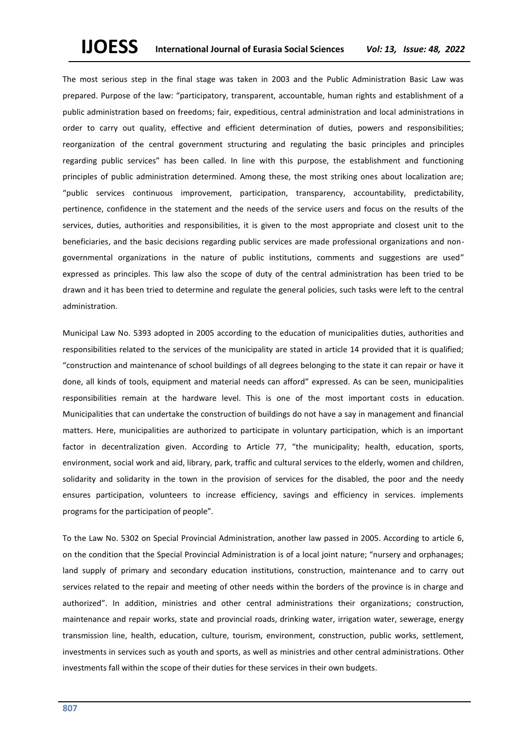The most serious step in the final stage was taken in 2003 and the Public Administration Basic Law was prepared. Purpose of the law: "participatory, transparent, accountable, human rights and establishment of a public administration based on freedoms; fair, expeditious, central administration and local administrations in order to carry out quality, effective and efficient determination of duties, powers and responsibilities; reorganization of the central government structuring and regulating the basic principles and principles regarding public services" has been called. In line with this purpose, the establishment and functioning principles of public administration determined. Among these, the most striking ones about localization are; "public services continuous improvement, participation, transparency, accountability, predictability, pertinence, confidence in the statement and the needs of the service users and focus on the results of the services, duties, authorities and responsibilities, it is given to the most appropriate and closest unit to the beneficiaries, and the basic decisions regarding public services are made professional organizations and non-governmental organizations in the nature of public institutions, comments and suggestions are used" expressed as principles. This law also the scope of duty of the central administration has been tried to be drawn and it has been tried to determine and regulate the general policies, such tasks were left to the central administration.

Municipal Law No. 5393 adopted in 2005 according to the education of municipalities duties, authorities and responsibilities related to the services of the municipality are stated in article 14 provided that it is qualified; "construction and maintenance of school buildings of all degrees belonging to the state it can repair or have it done, all kinds of tools, equipment and material needs can afford" expressed. As can be seen, municipalities responsibilities remain at the hardware level. This is one of the most important costs in education. Municipalities that can undertake the construction of buildings do not have a say in management and financial matters. Here, municipalities are authorized to participate in voluntary participation, which is an important factor in decentralization given. According to Article 77, "the municipality; health, education, sports, environment, social work and aid, library, park, traffic and cultural services to the elderly, women and children, solidarity and solidarity in the town in the provision of services for the disabled, the poor and the needy ensures participation, volunteers to increase efficiency, savings and efficiency in services. implements programs for the participation of people".

To the Law No. 5302 on Special Provincial Administration, another law passed in 2005. According to article 6, on the condition that the Special Provincial Administration is of a local joint nature; "nursery and orphanages; land supply of primary and secondary education institutions, construction, maintenance and to carry out services related to the repair and meeting of other needs within the borders of the province is in charge and authorized". In addition, ministries and other central administrations their organizations; construction, maintenance and repair works, state and provincial roads, drinking water, irrigation water, sewerage, energy transmission line, health, education, culture, tourism, environment, construction, public works, settlement, investments in services such as youth and sports, as well as ministries and other central administrations. Other investments fall within the scope of their duties for these services in their own budgets.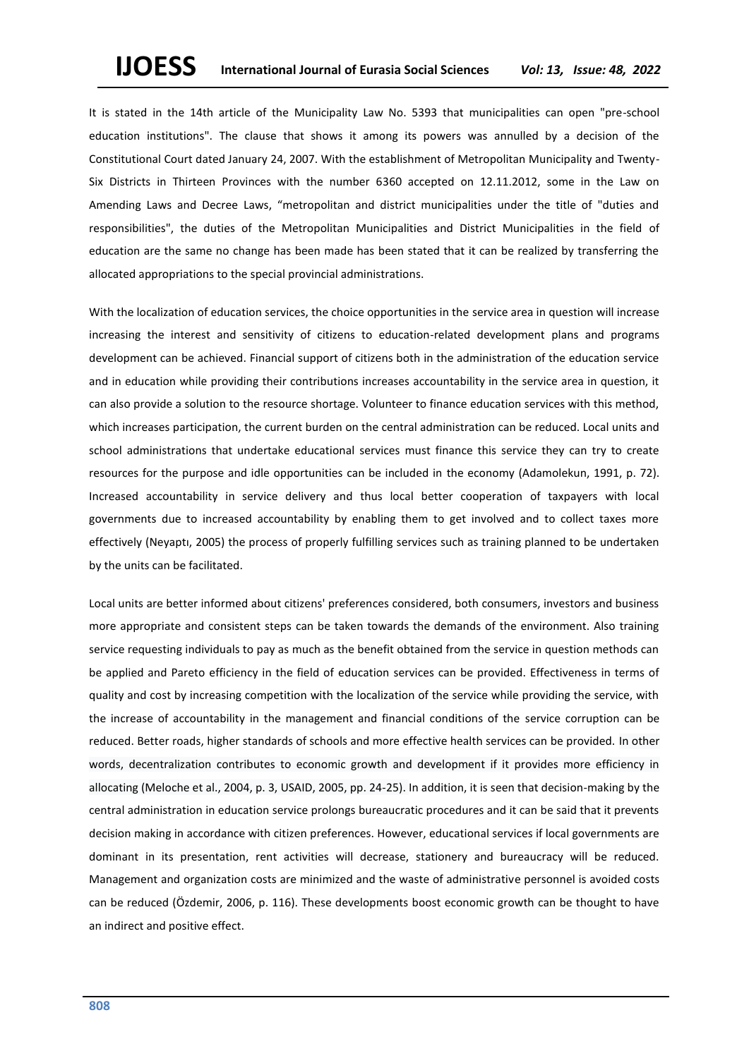It is stated in the 14th article of the Municipality Law No. 5393 that municipalities can open "pre-school education institutions". The clause that shows it among its powers was annulled by a decision of the Constitutional Court dated January 24, 2007. With the establishment of Metropolitan Municipality and Twenty-Six Districts in Thirteen Provinces with the number 6360 accepted on 12.11.2012, some in the Law on Amending Laws and Decree Laws, "metropolitan and district municipalities under the title of "duties and responsibilities", the duties of the Metropolitan Municipalities and District Municipalities in the field of education are the same no change has been made has been stated that it can be realized by transferring the allocated appropriations to the special provincial administrations.

With the localization of education services, the choice opportunities in the service area in question will increase increasing the interest and sensitivity of citizens to education-related development plans and programs development can be achieved. Financial support of citizens both in the administration of the education service and in education while providing their contributions increases accountability in the service area in question, it can also provide a solution to the resource shortage. Volunteer to finance education services with this method, which increases participation, the current burden on the central administration can be reduced. Local units and school administrations that undertake educational services must finance this service they can try to create resources for the purpose and idle opportunities can be included in the economy (Adamolekun, 1991, p. 72). Increased accountability in service delivery and thus local better cooperation of taxpayers with local governments due to increased accountability by enabling them to get involved and to collect taxes more effectively (Neyaptı, 2005) the process of properly fulfilling services such as training planned to be undertaken by the units can be facilitated.

Local units are better informed about citizens' preferences considered, both consumers, investors and business more appropriate and consistent steps can be taken towards the demands of the environment. Also training service requesting individuals to pay as much as the benefit obtained from the service in question methods can be applied and Pareto efficiency in the field of education services can be provided. Effectiveness in terms of quality and cost by increasing competition with the localization of the service while providing the service, with the increase of accountability in the management and financial conditions of the service corruption can be reduced. Better roads, higher standards of schools and more effective health services can be provided. In other words, decentralization contributes to economic growth and development if it provides more efficiency in allocating (Meloche et al., 2004, p. 3, USAID, 2005, pp. 24-25). In addition, it is seen that decision-making by the central administration in education service prolongs bureaucratic procedures and it can be said that it prevents decision making in accordance with citizen preferences. However, educational services if local governments are dominant in its presentation, rent activities will decrease, stationery and bureaucracy will be reduced. Management and organization costs are minimized and the waste of administrative personnel is avoided costs can be reduced (Özdemir, 2006, p. 116). These developments boost economic growth can be thought to have an indirect and positive effect.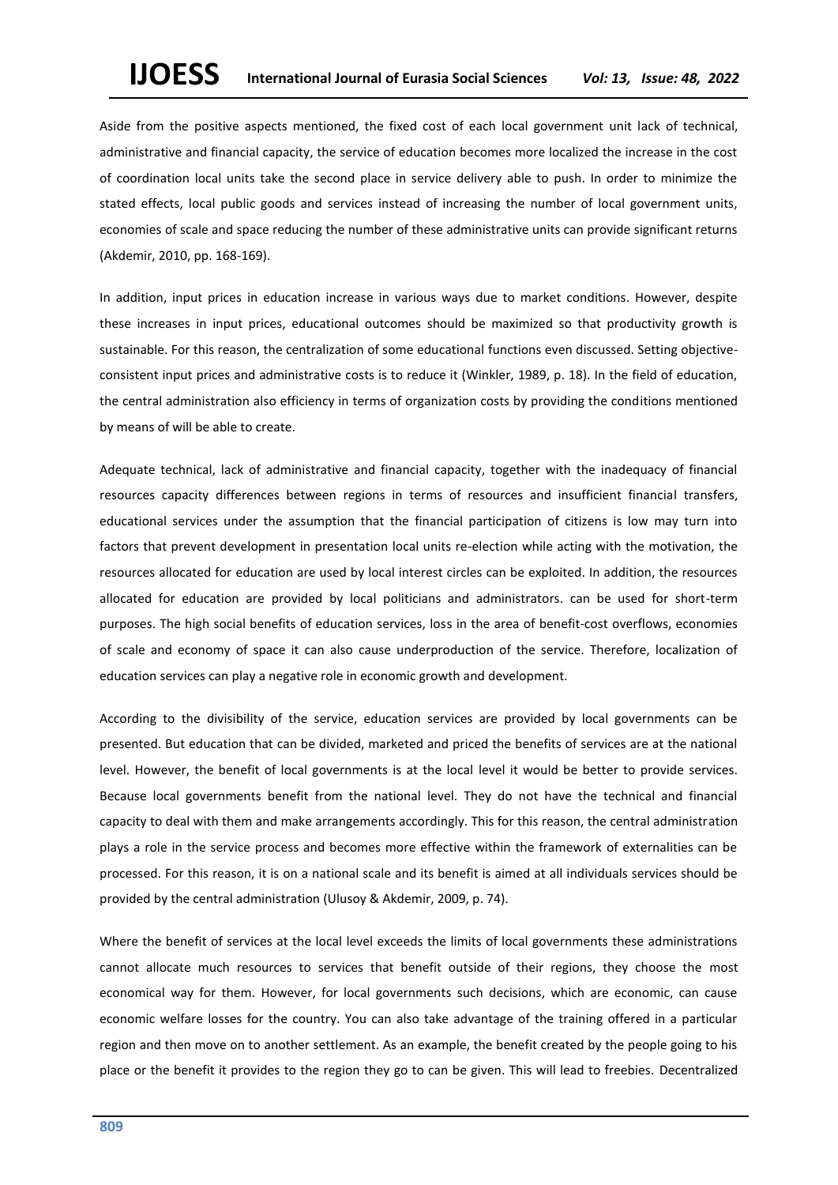Aside from the positive aspects mentioned, the fixed cost of each local government unit lack of technical, administrative and financial capacity, the service of education becomes more localized the increase in the cost of coordination local units take the second place in service delivery able to push. In order to minimize the stated effects, local public goods and services instead of increasing the number of local government units, economies of scale and space reducing the number of these administrative units can provide significant returns (Akdemir, 2010, pp. 168-169).

In addition, input prices in education increase in various ways due to market conditions. However, despite these increases in input prices, educational outcomes should be maximized so that productivity growth is sustainable. For this reason, the centralization of some educational functions even discussed. Setting objective-consistent input prices and administrative costs is to reduce it (Winkler, 1989, p. 18). In the field of education, the central administration also efficiency in terms of organization costs by providing the conditions mentioned by means of will be able to create.

Adequate technical, lack of administrative and financial capacity, together with the inadequacy of financial resources capacity differences between regions in terms of resources and insufficient financial transfers, educational services under the assumption that the financial participation of citizens is low may turn into factors that prevent development in presentation local units re-election while acting with the motivation, the resources allocated for education are used by local interest circles can be exploited. In addition, the resources allocated for education are provided by local politicians and administrators. can be used for short-term purposes. The high social benefits of education services, loss in the area of benefit-cost overflows, economies of scale and economy of space it can also cause underproduction of the service. Therefore, localization of education services can play a negative role in economic growth and development.

According to the divisibility of the service, education services are provided by local governments can be presented. But education that can be divided, marketed and priced the benefits of services are at the national level. However, the benefit of local governments is at the local level it would be better to provide services. Because local governments benefit from the national level. They do not have the technical and financial capacity to deal with them and make arrangements accordingly. This for this reason, the central administration plays a role in the service process and becomes more effective within the framework of externalities can be processed. For this reason, it is on a national scale and its benefit is aimed at all individuals services should be provided by the central administration (Ulusoy & Akdemir, 2009, p. 74).

Where the benefit of services at the local level exceeds the limits of local governments these administrations cannot allocate much resources to services that benefit outside of their regions, they choose the most economical way for them. However, for local governments such decisions, which are economic, can cause economic welfare losses for the country. You can also take advantage of the training offered in a particular region and then move on to another settlement. As an example, the benefit created by the people going to his place or the benefit it provides to the region they go to can be given. This will lead to freebies. Decentralized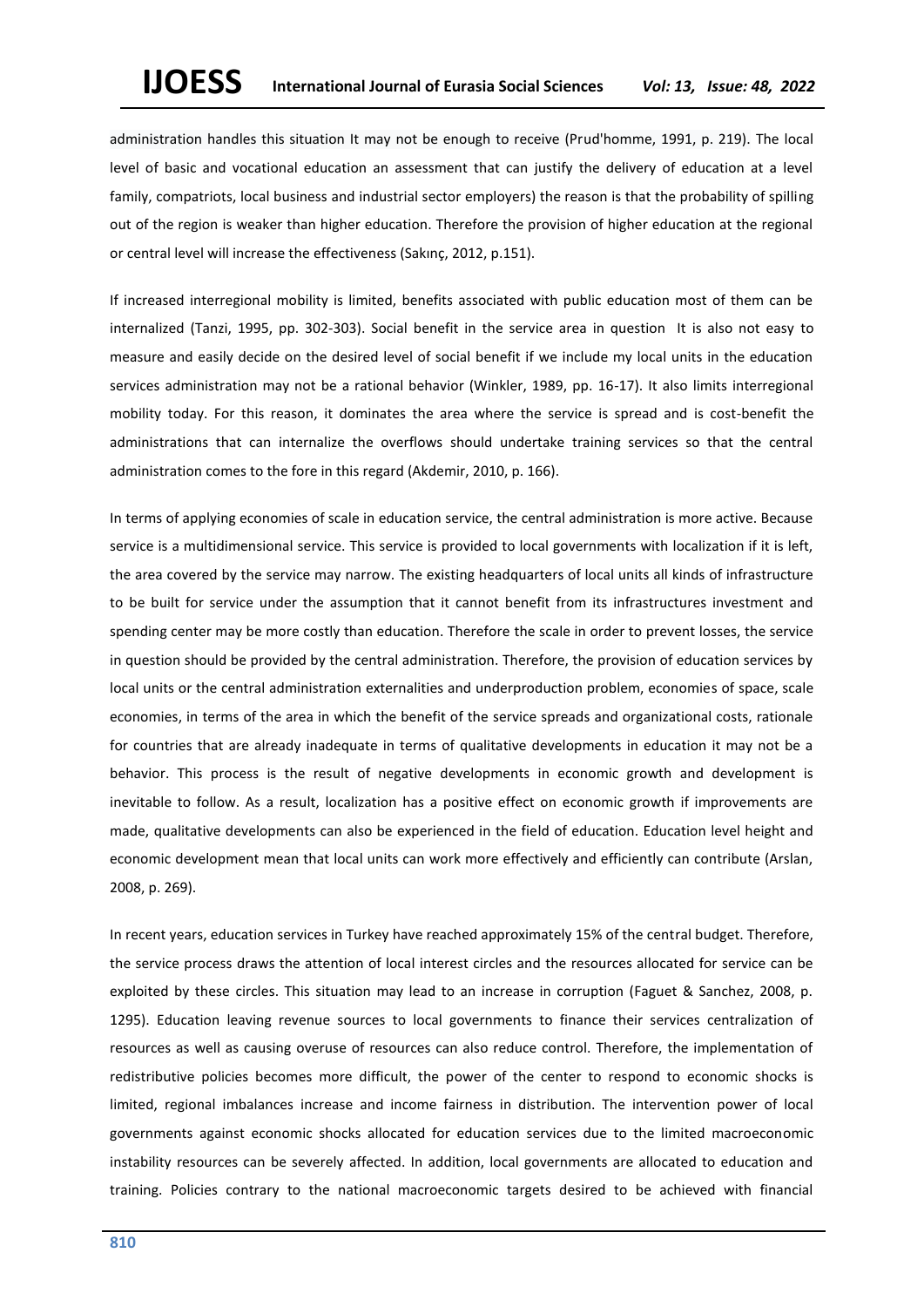administration handles this situation It may not be enough to receive (Prud'homme, 1991, p. 219). The local level of basic and vocational education an assessment that can justify the delivery of education at a level family, compatriots, local business and industrial sector employers) the reason is that the probability of spilling out of the region is weaker than higher education. Therefore the provision of higher education at the regional or central level will increase the effectiveness (Sakınç, 2012, p.151).

If increased interregional mobility is limited, benefits associated with public education most of them can be internalized (Tanzi, 1995, pp. 302-303). Social benefit in the service area in question It is also not easy to measure and easily decide on the desired level of social benefit if we include my local units in the education services administration may not be a rational behavior (Winkler, 1989, pp. 16-17). It also limits interregional mobility today. For this reason, it dominates the area where the service is spread and is cost-benefit the administrations that can internalize the overflows should undertake training services so that the central administration comes to the fore in this regard (Akdemir, 2010, p. 166).

In terms of applying economies of scale in education service, the central administration is more active. Because service is a multidimensional service. This service is provided to local governments with localization if it is left, the area covered by the service may narrow. The existing headquarters of local units all kinds of infrastructure to be built for service under the assumption that it cannot benefit from its infrastructures investment and spending center may be more costly than education. Therefore the scale in order to prevent losses, the service in question should be provided by the central administration. Therefore, the provision of education services by local units or the central administration externalities and underproduction problem, economies of space, scale economies, in terms of the area in which the benefit of the service spreads and organizational costs, rationale for countries that are already inadequate in terms of qualitative developments in education it may not be a behavior. This process is the result of negative developments in economic growth and development is inevitable to follow. As a result, localization has a positive effect on economic growth if improvements are made, qualitative developments can also be experienced in the field of education. Education level height and economic development mean that local units can work more effectively and efficiently can contribute (Arslan, 2008, p. 269).

In recent years, education services in Turkey have reached approximately 15% of the central budget. Therefore, the service process draws the attention of local interest circles and the resources allocated for service can be exploited by these circles. This situation may lead to an increase in corruption (Faguet & Sanchez, 2008, p. 1295). Education leaving revenue sources to local governments to finance their services centralization of resources as well as causing overuse of resources can also reduce control. Therefore, the implementation of redistributive policies becomes more difficult, the power of the center to respond to economic shocks is limited, regional imbalances increase and income fairness in distribution. The intervention power of local governments against economic shocks allocated for education services due to the limited macroeconomic instability resources can be severely affected. In addition, local governments are allocated to education and training. Policies contrary to the national macroeconomic targets desired to be achieved with financial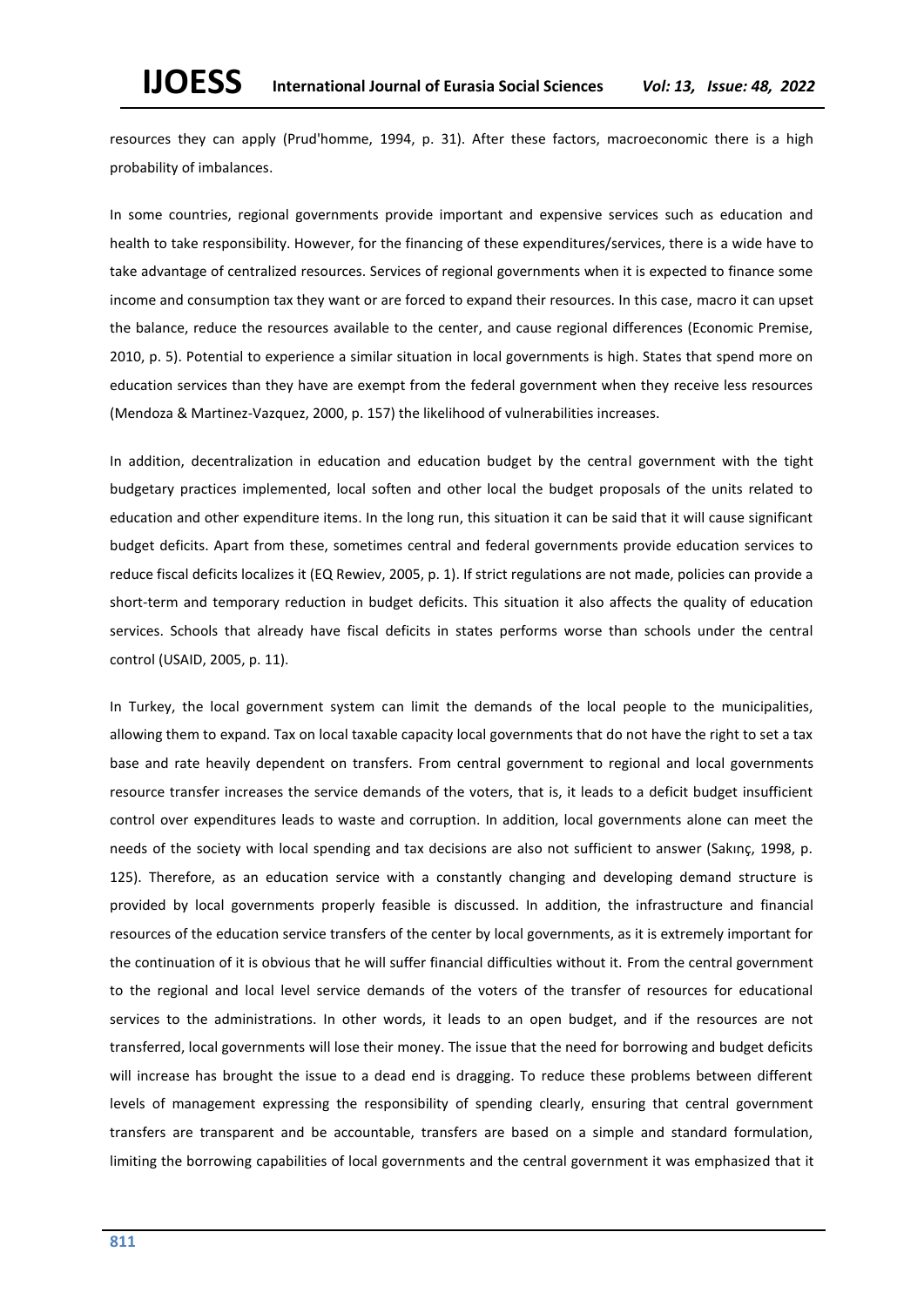resources they can apply (Prud'homme, 1994, p. 31). After these factors, macroeconomic there is a high probability of imbalances.

In some countries, regional governments provide important and expensive services such as education and health to take responsibility. However, for the financing of these expenditures/services, there is a wide have to take advantage of centralized resources. Services of regional governments when it is expected to finance some income and consumption tax they want or are forced to expand their resources. In this case, macro it can upset the balance, reduce the resources available to the center, and cause regional differences (Economic Premise, 2010, p. 5). Potential to experience a similar situation in local governments is high. States that spend more on education services than they have are exempt from the federal government when they receive less resources (Mendoza & Martinez-Vazquez, 2000, p. 157) the likelihood of vulnerabilities increases.

In addition, decentralization in education and education budget by the central government with the tight budgetary practices implemented, local soften and other local the budget proposals of the units related to education and other expenditure items. In the long run, this situation it can be said that it will cause significant budget deficits. Apart from these, sometimes central and federal governments provide education services to reduce fiscal deficits localizes it (EQ Rewiev, 2005, p. 1). If strict regulations are not made, policies can provide a short-term and temporary reduction in budget deficits. This situation it also affects the quality of education services. Schools that already have fiscal deficits in states performs worse than schools under the central control (USAID, 2005, p. 11).

In Turkey, the local government system can limit the demands of the local people to the municipalities, allowing them to expand. Tax on local taxable capacity local governments that do not have the right to set a tax base and rate heavily dependent on transfers. From central government to regional and local governments resource transfer increases the service demands of the voters, that is, it leads to a deficit budget insufficient control over expenditures leads to waste and corruption. In addition, local governments alone can meet the needs of the society with local spending and tax decisions are also not sufficient to answer (Sakınç, 1998, p. 125). Therefore, as an education service with a constantly changing and developing demand structure is provided by local governments properly feasible is discussed. In addition, the infrastructure and financial resources of the education service transfers of the center by local governments, as it is extremely important for the continuation of it is obvious that he will suffer financial difficulties without it. From the central government to the regional and local level service demands of the voters of the transfer of resources for educational services to the administrations. In other words, it leads to an open budget, and if the resources are not transferred, local governments will lose their money. The issue that the need for borrowing and budget deficits will increase has brought the issue to a dead end is dragging. To reduce these problems between different levels of management expressing the responsibility of spending clearly, ensuring that central government transfers are transparent and be accountable, transfers are based on a simple and standard formulation, limiting the borrowing capabilities of local governments and the central government it was emphasized that it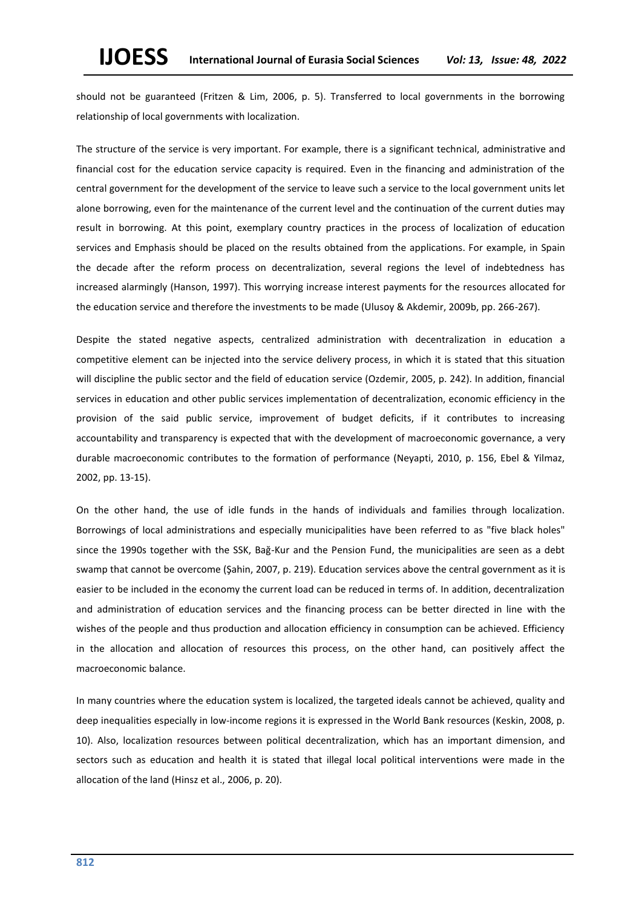should not be guaranteed (Fritzen & Lim, 2006, p. 5). Transferred to local governments in the borrowing relationship of local governments with localization.

The structure of the service is very important. For example, there is a significant technical, administrative and financial cost for the education service capacity is required. Even in the financing and administration of the central government for the development of the service to leave such a service to the local government units let alone borrowing, even for the maintenance of the current level and the continuation of the current duties may result in borrowing. At this point, exemplary country practices in the process of localization of education services and Emphasis should be placed on the results obtained from the applications. For example, in Spain the decade after the reform process on decentralization, several regions the level of indebtedness has increased alarmingly (Hanson, 1997). This worrying increase interest payments for the resources allocated for the education service and therefore the investments to be made (Ulusoy & Akdemir, 2009b, pp. 266-267).

Despite the stated negative aspects, centralized administration with decentralization in education a competitive element can be injected into the service delivery process, in which it is stated that this situation will discipline the public sector and the field of education service (Ozdemir, 2005, p. 242). In addition, financial services in education and other public services implementation of decentralization, economic efficiency in the provision of the said public service, improvement of budget deficits, if it contributes to increasing accountability and transparency is expected that with the development of macroeconomic governance, a very durable macroeconomic contributes to the formation of performance (Neyapti, 2010, p. 156, Ebel & Yilmaz, 2002, pp. 13-15).

On the other hand, the use of idle funds in the hands of individuals and families through localization. Borrowings of local administrations and especially municipalities have been referred to as "five black holes" since the 1990s together with the SSK, Bağ-Kur and the Pension Fund, the municipalities are seen as a debt swamp that cannot be overcome (Şahin, 2007, p. 219). Education services above the central government as it is easier to be included in the economy the current load can be reduced in terms of. In addition, decentralization and administration of education services and the financing process can be better directed in line with the wishes of the people and thus production and allocation efficiency in consumption can be achieved. Efficiency in the allocation and allocation of resources this process, on the other hand, can positively affect the macroeconomic balance.

In many countries where the education system is localized, the targeted ideals cannot be achieved, quality and deep inequalities especially in low-income regions it is expressed in the World Bank resources (Keskin, 2008, p. 10). Also, localization resources between political decentralization, which has an important dimension, and sectors such as education and health it is stated that illegal local political interventions were made in the allocation of the land (Hinsz et al., 2006, p. 20).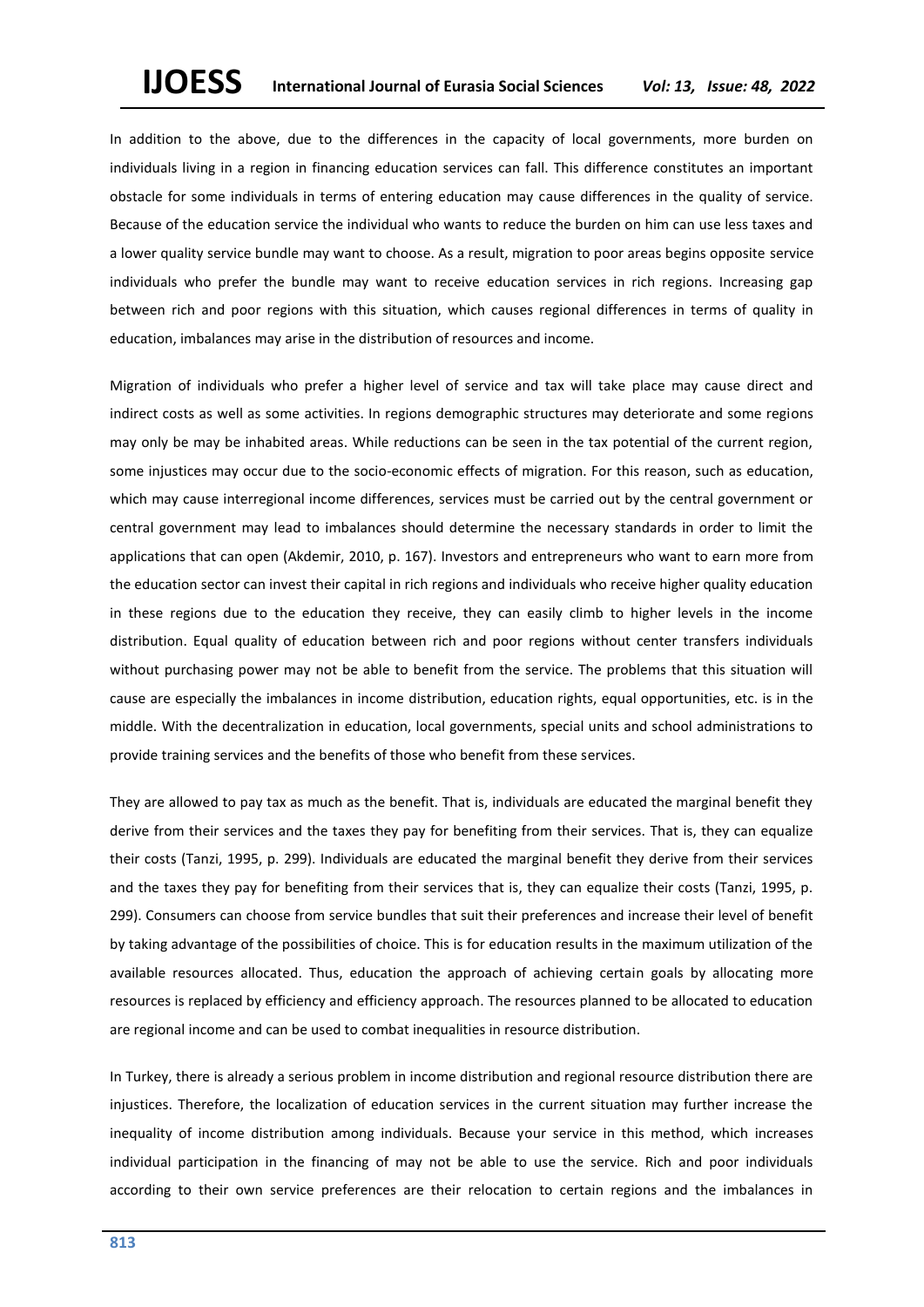In addition to the above, due to the differences in the capacity of local governments, more burden on individuals living in a region in financing education services can fall. This difference constitutes an important obstacle for some individuals in terms of entering education may cause differences in the quality of service. Because of the education service the individual who wants to reduce the burden on him can use less taxes and a lower quality service bundle may want to choose. As a result, migration to poor areas begins opposite service individuals who prefer the bundle may want to receive education services in rich regions. Increasing gap between rich and poor regions with this situation, which causes regional differences in terms of quality in education, imbalances may arise in the distribution of resources and income.

Migration of individuals who prefer a higher level of service and tax will take place may cause direct and indirect costs as well as some activities. In regions demographic structures may deteriorate and some regions may only be may be inhabited areas. While reductions can be seen in the tax potential of the current region, some injustices may occur due to the socio-economic effects of migration. For this reason, such as education, which may cause interregional income differences, services must be carried out by the central government or central government may lead to imbalances should determine the necessary standards in order to limit the applications that can open (Akdemir, 2010, p. 167). Investors and entrepreneurs who want to earn more from the education sector can invest their capital in rich regions and individuals who receive higher quality education in these regions due to the education they receive, they can easily climb to higher levels in the income distribution. Equal quality of education between rich and poor regions without center transfers individuals without purchasing power may not be able to benefit from the service. The problems that this situation will cause are especially the imbalances in income distribution, education rights, equal opportunities, etc. is in the middle. With the decentralization in education, local governments, special units and school administrations to provide training services and the benefits of those who benefit from these services.

They are allowed to pay tax as much as the benefit. That is, individuals are educated the marginal benefit they derive from their services and the taxes they pay for benefiting from their services. That is, they can equalize their costs (Tanzi, 1995, p. 299). Individuals are educated the marginal benefit they derive from their services and the taxes they pay for benefiting from their services that is, they can equalize their costs (Tanzi, 1995, p. 299). Consumers can choose from service bundles that suit their preferences and increase their level of benefit by taking advantage of the possibilities of choice. This is for education results in the maximum utilization of the available resources allocated. Thus, education the approach of achieving certain goals by allocating more resources is replaced by efficiency and efficiency approach. The resources planned to be allocated to education are regional income and can be used to combat inequalities in resource distribution.

In Turkey, there is already a serious problem in income distribution and regional resource distribution there are injustices. Therefore, the localization of education services in the current situation may further increase the inequality of income distribution among individuals. Because your service in this method, which increases individual participation in the financing of may not be able to use the service. Rich and poor individuals according to their own service preferences are their relocation to certain regions and the imbalances in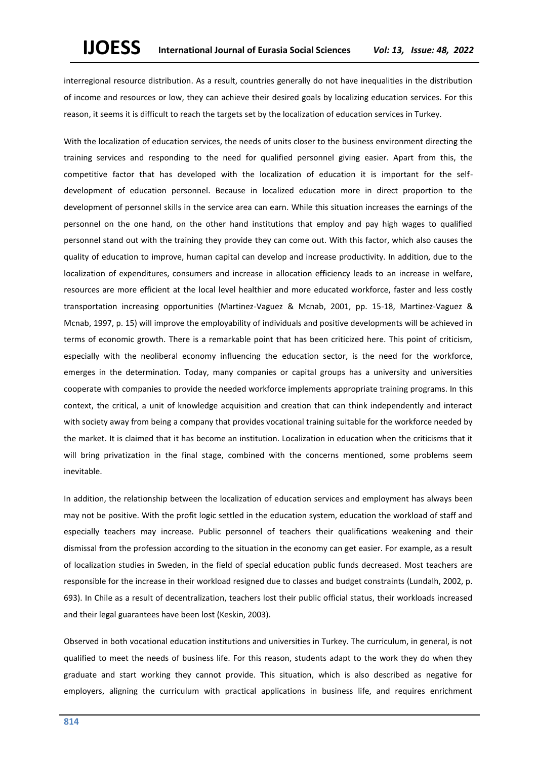interregional resource distribution. As a result, countries generally do not have inequalities in the distribution of income and resources or low, they can achieve their desired goals by localizing education services. For this reason, it seems it is difficult to reach the targets set by the localization of education services in Turkey.

With the localization of education services, the needs of units closer to the business environment directing the training services and responding to the need for qualified personnel giving easier. Apart from this, the competitive factor that has developed with the localization of education it is important for the self-development of education personnel. Because in localized education more in direct proportion to the development of personnel skills in the service area can earn. While this situation increases the earnings of the personnel on the one hand, on the other hand institutions that employ and pay high wages to qualified personnel stand out with the training they provide they can come out. With this factor, which also causes the quality of education to improve, human capital can develop and increase productivity. In addition, due to the localization of expenditures, consumers and increase in allocation efficiency leads to an increase in welfare, resources are more efficient at the local level healthier and more educated workforce, faster and less costly transportation increasing opportunities (Martinez-Vaguez & Mcnab, 2001, pp. 15-18, Martinez-Vaguez & Mcnab, 1997, p. 15) will improve the employability of individuals and positive developments will be achieved in terms of economic growth. There is a remarkable point that has been criticized here. This point of criticism, especially with the neoliberal economy influencing the education sector, is the need for the workforce, emerges in the determination. Today, many companies or capital groups has a university and universities cooperate with companies to provide the needed workforce implements appropriate training programs. In this context, the critical, a unit of knowledge acquisition and creation that can think independently and interact with society away from being a company that provides vocational training suitable for the workforce needed by the market. It is claimed that it has become an institution. Localization in education when the criticisms that it will bring privatization in the final stage, combined with the concerns mentioned, some problems seem inevitable.

In addition, the relationship between the localization of education services and employment has always been may not be positive. With the profit logic settled in the education system, education the workload of staff and especially teachers may increase. Public personnel of teachers their qualifications weakening and their dismissal from the profession according to the situation in the economy can get easier. For example, as a result of localization studies in Sweden, in the field of special education public funds decreased. Most teachers are responsible for the increase in their workload resigned due to classes and budget constraints (Lundalh, 2002, p. 693). In Chile as a result of decentralization, teachers lost their public official status, their workloads increased and their legal guarantees have been lost (Keskin, 2003).

Observed in both vocational education institutions and universities in Turkey. The curriculum, in general, is not qualified to meet the needs of business life. For this reason, students adapt to the work they do when they graduate and start working they cannot provide. This situation, which is also described as negative for employers, aligning the curriculum with practical applications in business life, and requires enrichment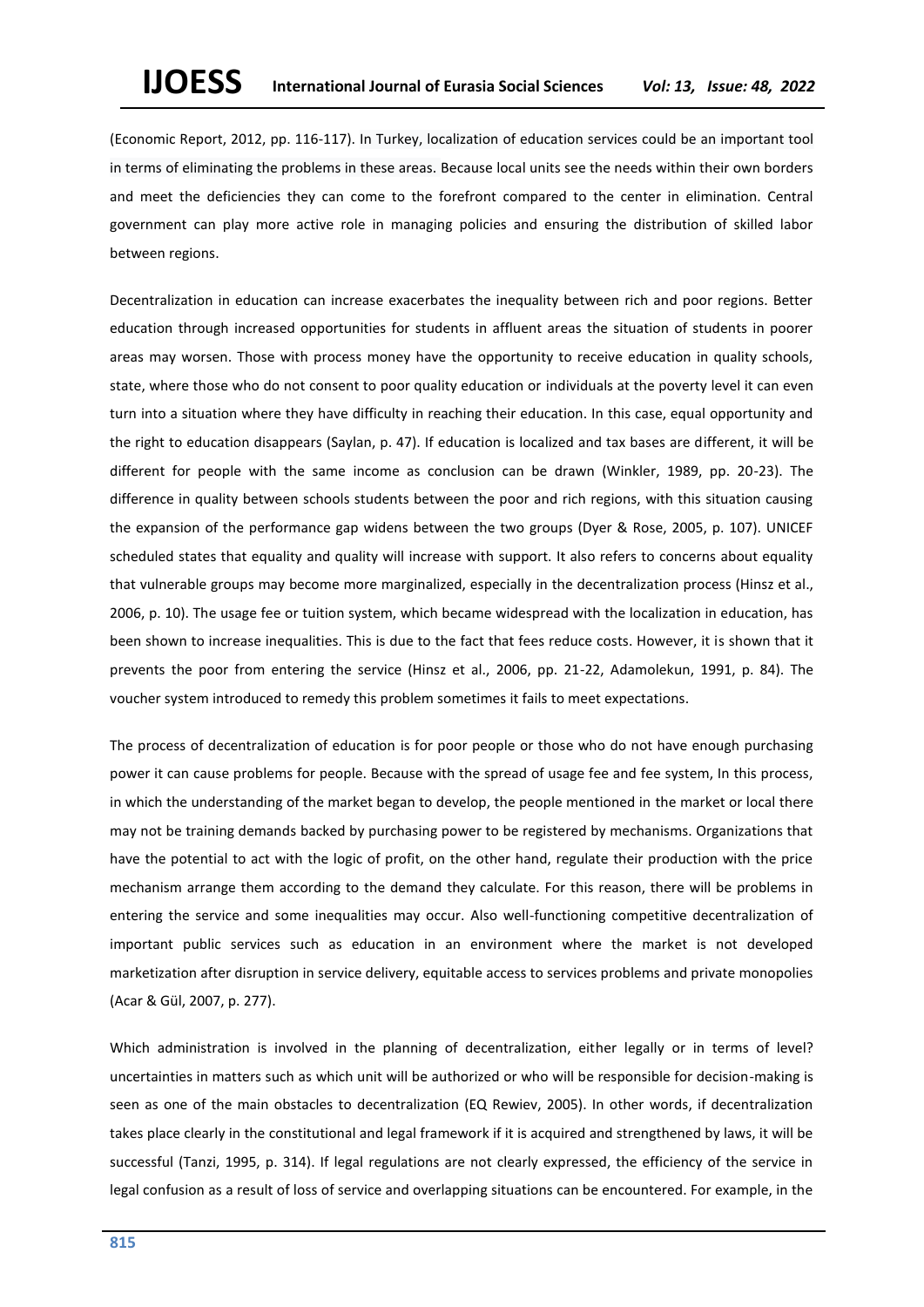(Economic Report, 2012, pp. 116-117). In Turkey, localization of education services could be an important tool in terms of eliminating the problems in these areas. Because local units see the needs within their own borders and meet the deficiencies they can come to the forefront compared to the center in elimination. Central government can play more active role in managing policies and ensuring the distribution of skilled labor between regions.

Decentralization in education can increase exacerbates the inequality between rich and poor regions. Better education through increased opportunities for students in affluent areas the situation of students in poorer areas may worsen. Those with process money have the opportunity to receive education in quality schools, state, where those who do not consent to poor quality education or individuals at the poverty level it can even turn into a situation where they have difficulty in reaching their education. In this case, equal opportunity and the right to education disappears (Saylan, p. 47). If education is localized and tax bases are different, it will be different for people with the same income as conclusion can be drawn (Winkler, 1989, pp. 20-23). The difference in quality between schools students between the poor and rich regions, with this situation causing the expansion of the performance gap widens between the two groups (Dyer & Rose, 2005, p. 107). UNICEF scheduled states that equality and quality will increase with support. It also refers to concerns about equality that vulnerable groups may become more marginalized, especially in the decentralization process (Hinsz et al., 2006, p. 10). The usage fee or tuition system, which became widespread with the localization in education, has been shown to increase inequalities. This is due to the fact that fees reduce costs. However, it is shown that it prevents the poor from entering the service (Hinsz et al., 2006, pp. 21-22, Adamolekun, 1991, p. 84). The voucher system introduced to remedy this problem sometimes it fails to meet expectations.

The process of decentralization of education is for poor people or those who do not have enough purchasing power it can cause problems for people. Because with the spread of usage fee and fee system, In this process, in which the understanding of the market began to develop, the people mentioned in the market or local there may not be training demands backed by purchasing power to be registered by mechanisms. Organizations that have the potential to act with the logic of profit, on the other hand, regulate their production with the price mechanism arrange them according to the demand they calculate. For this reason, there will be problems in entering the service and some inequalities may occur. Also well-functioning competitive decentralization of important public services such as education in an environment where the market is not developed marketization after disruption in service delivery, equitable access to services problems and private monopolies (Acar & Gül, 2007, p. 277).

Which administration is involved in the planning of decentralization, either legally or in terms of level? uncertainties in matters such as which unit will be authorized or who will be responsible for decision-making is seen as one of the main obstacles to decentralization (EQ Rewiev, 2005). In other words, if decentralization takes place clearly in the constitutional and legal framework if it is acquired and strengthened by laws, it will be successful (Tanzi, 1995, p. 314). If legal regulations are not clearly expressed, the efficiency of the service in legal confusion as a result of loss of service and overlapping situations can be encountered. For example, in the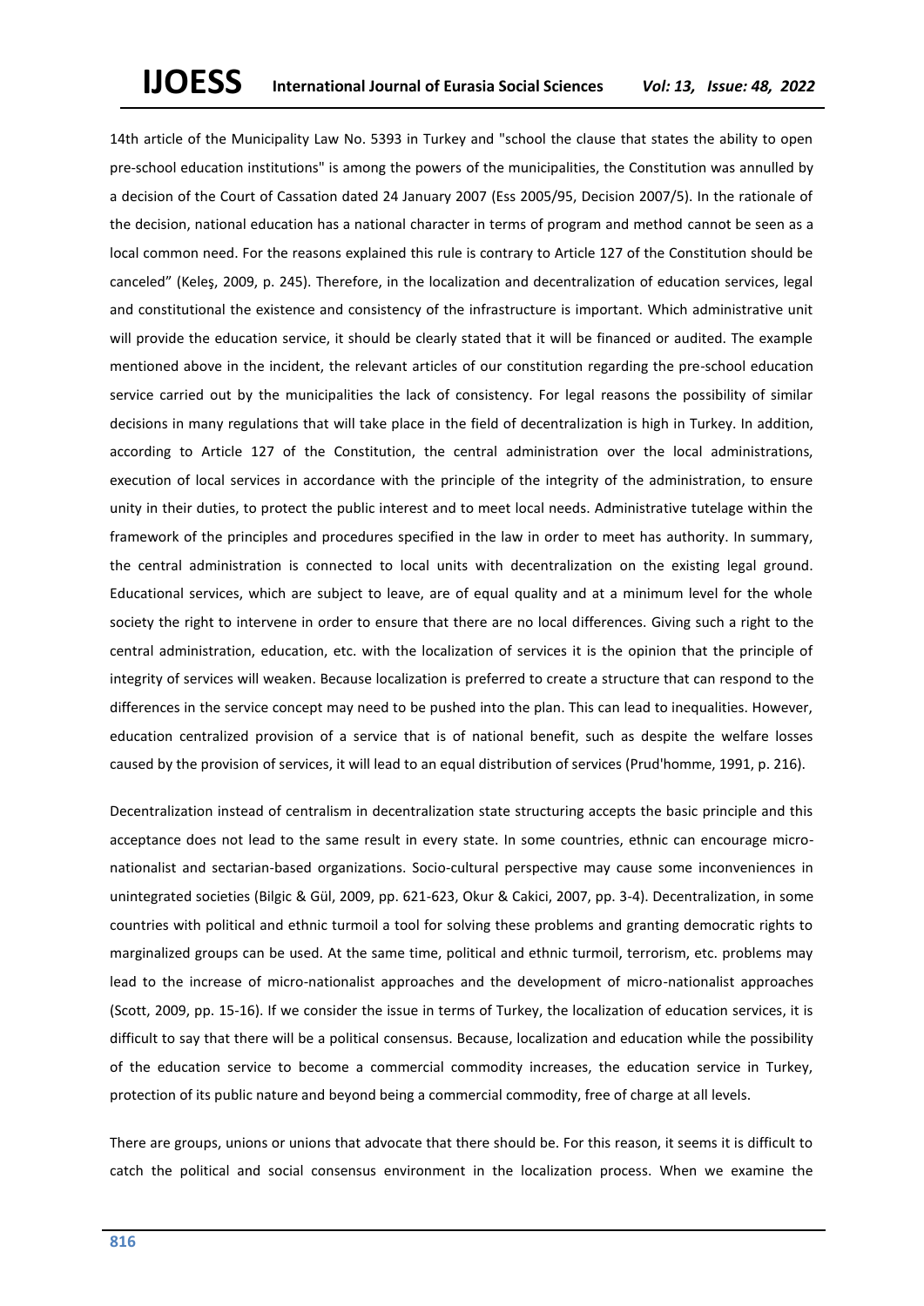14th article of the Municipality Law No. 5393 in Turkey and "school the clause that states the ability to open pre-school education institutions" is among the powers of the municipalities, the Constitution was annulled by a decision of the Court of Cassation dated 24 January 2007 (Ess 2005/95, Decision 2007/5). In the rationale of the decision, national education has a national character in terms of program and method cannot be seen as a local common need. For the reasons explained this rule is contrary to Article 127 of the Constitution should be canceled" (Keleş, 2009, p. 245). Therefore, in the localization and decentralization of education services, legal and constitutional the existence and consistency of the infrastructure is important. Which administrative unit will provide the education service, it should be clearly stated that it will be financed or audited. The example mentioned above in the incident, the relevant articles of our constitution regarding the pre-school education service carried out by the municipalities the lack of consistency. For legal reasons the possibility of similar decisions in many regulations that will take place in the field of decentralization is high in Turkey. In addition, according to Article 127 of the Constitution, the central administration over the local administrations, execution of local services in accordance with the principle of the integrity of the administration, to ensure unity in their duties, to protect the public interest and to meet local needs. Administrative tutelage within the framework of the principles and procedures specified in the law in order to meet has authority. In summary, the central administration is connected to local units with decentralization on the existing legal ground. Educational services, which are subject to leave, are of equal quality and at a minimum level for the whole society the right to intervene in order to ensure that there are no local differences. Giving such a right to the central administration, education, etc. with the localization of services it is the opinion that the principle of integrity of services will weaken. Because localization is preferred to create a structure that can respond to the differences in the service concept may need to be pushed into the plan. This can lead to inequalities. However, education centralized provision of a service that is of national benefit, such as despite the welfare losses caused by the provision of services, it will lead to an equal distribution of services (Prud'homme, 1991, p. 216).

Decentralization instead of centralism in decentralization state structuring accepts the basic principle and this acceptance does not lead to the same result in every state. In some countries, ethnic can encourage micro-nationalist and sectarian-based organizations. Socio-cultural perspective may cause some inconveniences in unintegrated societies (Bilgic & Gül, 2009, pp. 621-623, Okur & Cakici, 2007, pp. 3-4). Decentralization, in some countries with political and ethnic turmoil a tool for solving these problems and granting democratic rights to marginalized groups can be used. At the same time, political and ethnic turmoil, terrorism, etc. problems may lead to the increase of micro-nationalist approaches and the development of micro-nationalist approaches (Scott, 2009, pp. 15-16). If we consider the issue in terms of Turkey, the localization of education services, it is difficult to say that there will be a political consensus. Because, localization and education while the possibility of the education service to become a commercial commodity increases, the education service in Turkey, protection of its public nature and beyond being a commercial commodity, free of charge at all levels.

There are groups, unions or unions that advocate that there should be. For this reason, it seems it is difficult to catch the political and social consensus environment in the localization process. When we examine the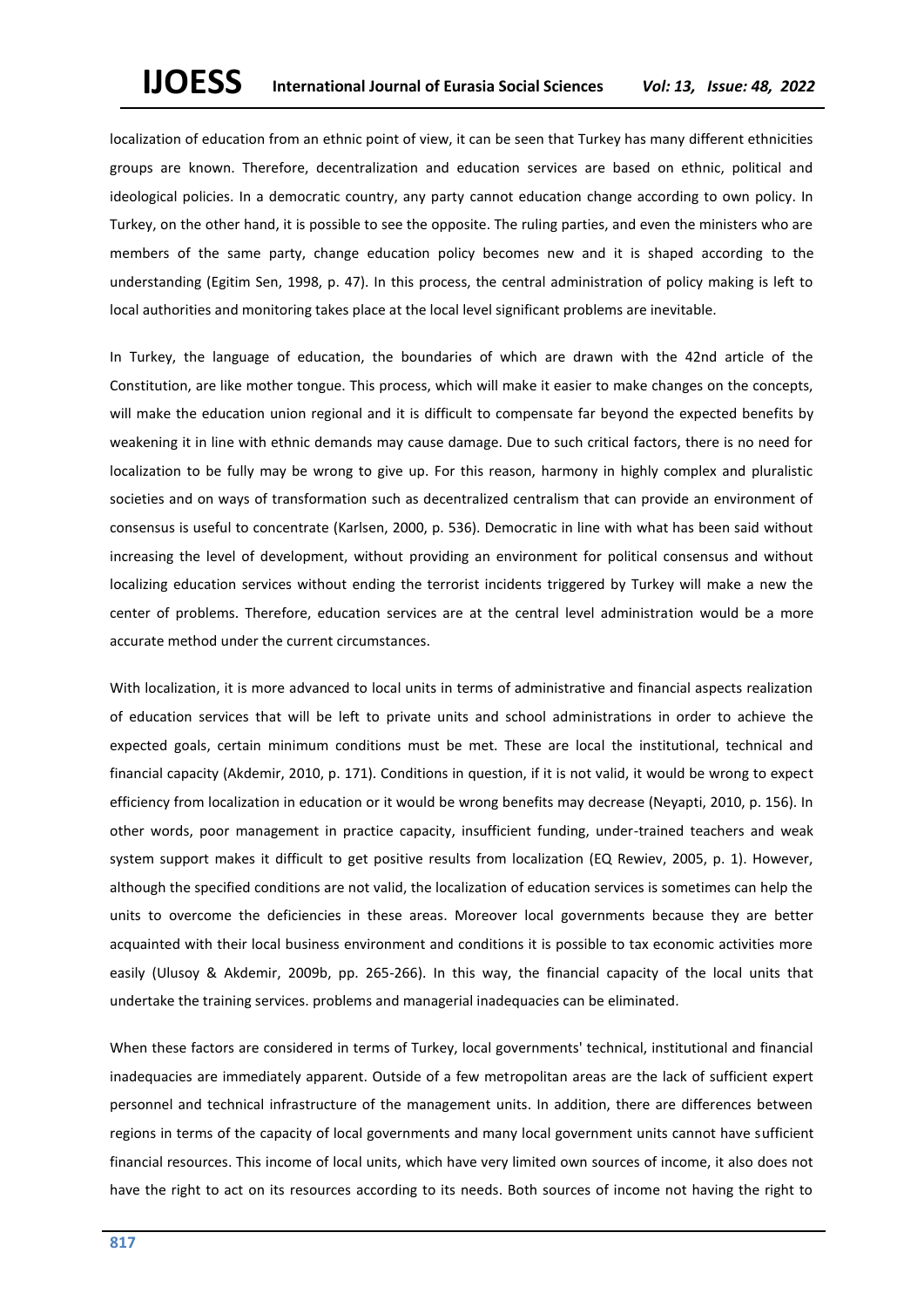localization of education from an ethnic point of view, it can be seen that Turkey has many different ethnicities groups are known. Therefore, decentralization and education services are based on ethnic, political and ideological policies. In a democratic country, any party cannot education change according to own policy. In Turkey, on the other hand, it is possible to see the opposite. The ruling parties, and even the ministers who are members of the same party, change education policy becomes new and it is shaped according to the understanding (Egitim Sen, 1998, p. 47). In this process, the central administration of policy making is left to local authorities and monitoring takes place at the local level significant problems are inevitable.

In Turkey, the language of education, the boundaries of which are drawn with the 42nd article of the Constitution, are like mother tongue. This process, which will make it easier to make changes on the concepts, will make the education union regional and it is difficult to compensate far beyond the expected benefits by weakening it in line with ethnic demands may cause damage. Due to such critical factors, there is no need for localization to be fully may be wrong to give up. For this reason, harmony in highly complex and pluralistic societies and on ways of transformation such as decentralized centralism that can provide an environment of consensus is useful to concentrate (Karlsen, 2000, p. 536). Democratic in line with what has been said without increasing the level of development, without providing an environment for political consensus and without localizing education services without ending the terrorist incidents triggered by Turkey will make a new the center of problems. Therefore, education services are at the central level administration would be a more accurate method under the current circumstances.

With localization, it is more advanced to local units in terms of administrative and financial aspects realization of education services that will be left to private units and school administrations in order to achieve the expected goals, certain minimum conditions must be met. These are local the institutional, technical and financial capacity (Akdemir, 2010, p. 171). Conditions in question, if it is not valid, it would be wrong to expect efficiency from localization in education or it would be wrong benefits may decrease (Neyapti, 2010, p. 156). In other words, poor management in practice capacity, insufficient funding, under-trained teachers and weak system support makes it difficult to get positive results from localization (EQ Rewiev, 2005, p. 1). However, although the specified conditions are not valid, the localization of education services is sometimes can help the units to overcome the deficiencies in these areas. Moreover local governments because they are better acquainted with their local business environment and conditions it is possible to tax economic activities more easily (Ulusoy & Akdemir, 2009b, pp. 265-266). In this way, the financial capacity of the local units that undertake the training services. problems and managerial inadequacies can be eliminated.

When these factors are considered in terms of Turkey, local governments' technical, institutional and financial inadequacies are immediately apparent. Outside of a few metropolitan areas are the lack of sufficient expert personnel and technical infrastructure of the management units. In addition, there are differences between regions in terms of the capacity of local governments and many local government units cannot have sufficient financial resources. This income of local units, which have very limited own sources of income, it also does not have the right to act on its resources according to its needs. Both sources of income not having the right to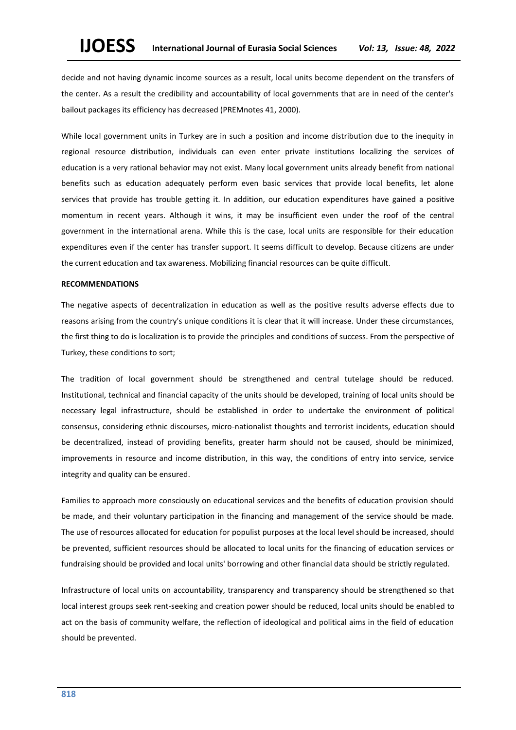decide and not having dynamic income sources as a result, local units become dependent on the transfers of the center. As a result the credibility and accountability of local governments that are in need of the center's bailout packages its efficiency has decreased (PREMnotes 41, 2000).

While local government units in Turkey are in such a position and income distribution due to the inequity in regional resource distribution, individuals can even enter private institutions localizing the services of education is a very rational behavior may not exist. Many local government units already benefit from national benefits such as education adequately perform even basic services that provide local benefits, let alone services that provide has trouble getting it. In addition, our education expenditures have gained a positive momentum in recent years. Although it wins, it may be insufficient even under the roof of the central government in the international arena. While this is the case, local units are responsible for their education expenditures even if the center has transfer support. It seems difficult to develop. Because citizens are under the current education and tax awareness. Mobilizing financial resources can be quite difficult.

**RECOMMENDATIONS**

The negative aspects of decentralization in education as well as the positive results adverse effects due to reasons arising from the country's unique conditions it is clear that it will increase. Under these circumstances, the first thing to do is localization is to provide the principles and conditions of success. From the perspective of Turkey, these conditions to sort;

The tradition of local government should be strengthened and central tutelage should be reduced. Institutional, technical and financial capacity of the units should be developed, training of local units should be necessary legal infrastructure, should be established in order to undertake the environment of political consensus, considering ethnic discourses, micro-nationalist thoughts and terrorist incidents, education should be decentralized, instead of providing benefits, greater harm should not be caused, should be minimized, improvements in resource and income distribution, in this way, the conditions of entry into service, service integrity and quality can be ensured.

Families to approach more consciously on educational services and the benefits of education provision should be made, and their voluntary participation in the financing and management of the service should be made. The use of resources allocated for education for populist purposes at the local level should be increased, should be prevented, sufficient resources should be allocated to local units for the financing of education services or fundraising should be provided and local units' borrowing and other financial data should be strictly regulated.

Infrastructure of local units on accountability, transparency and transparency should be strengthened so that local interest groups seek rent-seeking and creation power should be reduced, local units should be enabled to act on the basis of community welfare, the reflection of ideological and political aims in the field of education should be prevented.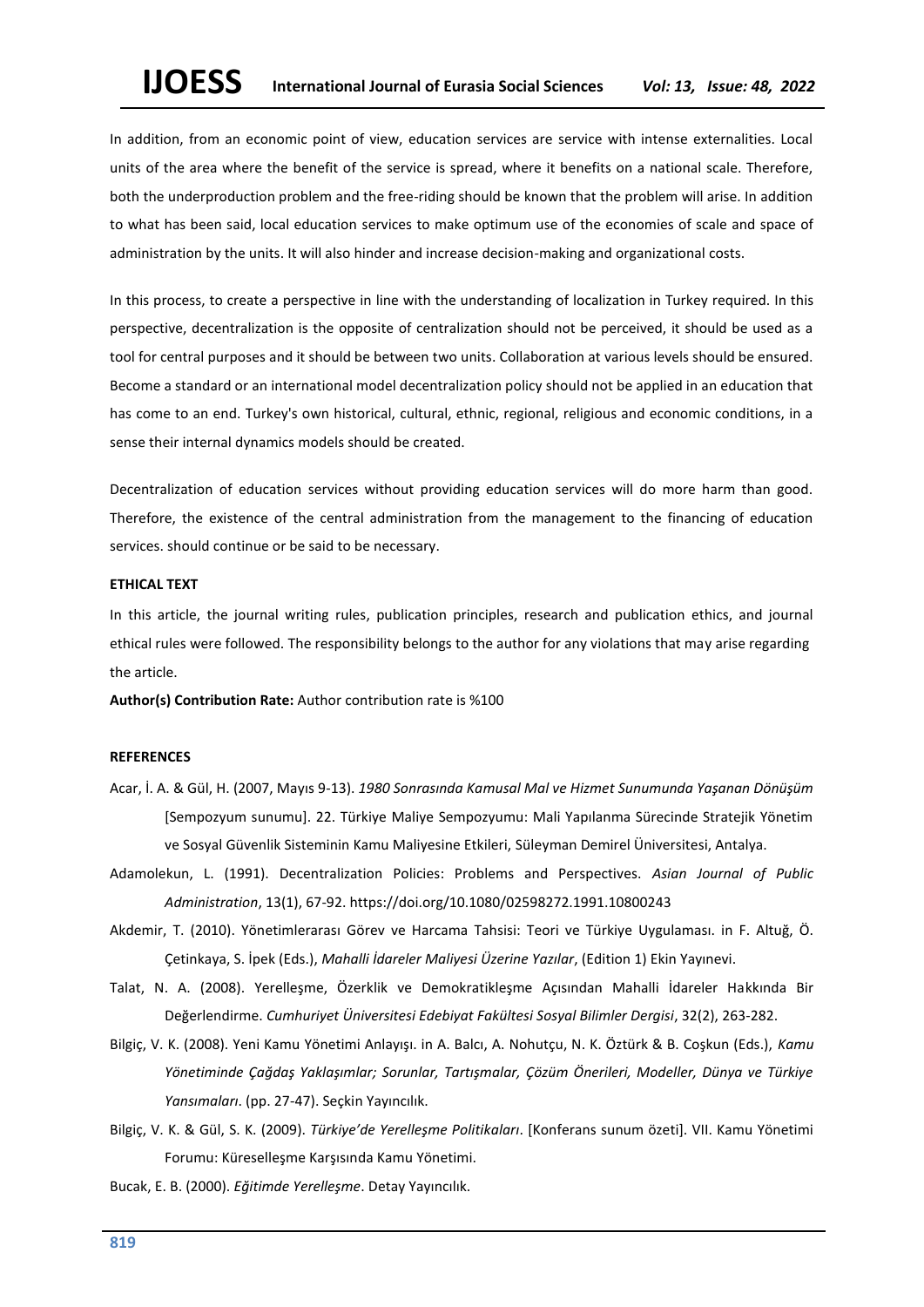In addition, from an economic point of view, education services are service with intense externalities. Local units of the area where the benefit of the service is spread, where it benefits on a national scale. Therefore, both the underproduction problem and the free-riding should be known that the problem will arise. In addition to what has been said, local education services to make optimum use of the economies of scale and space of administration by the units. It will also hinder and increase decision-making and organizational costs.

In this process, to create a perspective in line with the understanding of localization in Turkey required. In this perspective, decentralization is the opposite of centralization should not be perceived, it should be used as a tool for central purposes and it should be between two units. Collaboration at various levels should be ensured. Become a standard or an international model decentralization policy should not be applied in an education that has come to an end. Turkey's own historical, cultural, ethnic, regional, religious and economic conditions, in a sense their internal dynamics models should be created.

Decentralization of education services without providing education services will do more harm than good. Therefore, the existence of the central administration from the management to the financing of education services. should continue or be said to be necessary.

**ETHICAL TEXT**

In this article, the journal writing rules, publication principles, research and publication ethics, and journal ethical rules were followed. The responsibility belongs to the author for any violations that may arise regarding the article.

**Author(s) Contribution Rate:** Author contribution rate is %100

**REFERENCES**

Acar, İ. A. & Gül, H. (2007, Mayıs 9-13). *1980 Sonrasında Kamusal Mal ve Hizmet Sunumunda Yaşanan Dönüşüm* [Sempozyum sunumu]. 22. Türkiye Maliye Sempozyumu: Mali Yapılanma Sürecinde Stratejik Yönetim ve Sosyal Güvenlik Sisteminin Kamu Maliyesine Etkileri, Süleyman Demirel Üniversitesi, Antalya.

Adamolekun, L. (1991). Decentralization Policies: Problems and Perspectives. *Asian Journal of Public Administration*, 13(1), 67-92. https://doi.org/10.1080/02598272.1991.10800243

Akdemir, T. (2010). Yönetimlerarası Görev ve Harcama Tahsisi: Teori ve Türkiye Uygulaması. in F. Altuğ, Ö. Çetinkaya, S. İpek (Eds.), *Mahalli İdareler Maliyesi Üzerine Yazılar*, (Edition 1) Ekin Yayınevi.

Talat, N. A. (2008). Yerelleşme, Özerklik ve Demokratikleşme Açısından Mahalli İdareler Hakkında Bir Değerlendirme. *Cumhuriyet Üniversitesi Edebiyat Fakültesi Sosyal Bilimler Dergisi*, 32(2), 263-282.

Bilgiç, V. K. (2008). Yeni Kamu Yönetimi Anlayışı. in A. Balcı, A. Nohutçu, N. K. Öztürk & B. Coşkun (Eds.), *Kamu Yönetiminde Çağdaş Yaklaşımlar; Sorunlar, Tartışmalar, Çözüm Önerileri, Modeller, Dünya ve Türkiye Yansımaları*. (pp. 27-47). Seçkin Yayıncılık.

Bilgiç, V. K. & Gül, S. K. (2009). *Türkiye'de Yerelleşme Politikaları*. [Konferans sunum özeti]. VII. Kamu Yönetimi Forumu: Küreselleşme Karşısında Kamu Yönetimi.

Bucak, E. B. (2000). *Eğitimde Yerelleşme*. Detay Yayıncılık.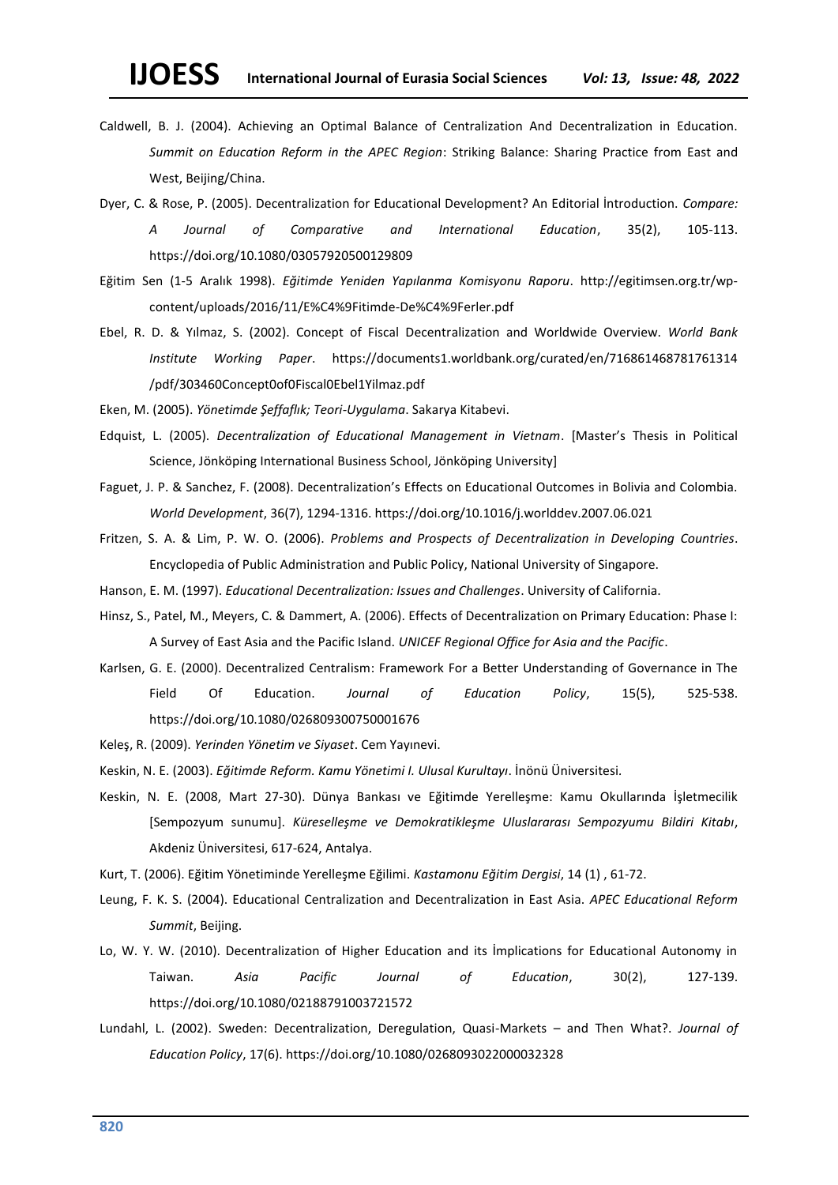Caldwell, B. J. (2004). Achieving an Optimal Balance of Centralization And Decentralization in Education. *Summit on Education Reform in the APEC Region*: Striking Balance: Sharing Practice from East and West, Beijing/China.

Dyer, C. & Rose, P. (2005). Decentralization for Educational Development? An Editorial İntroduction. *Compare: A Journal of Comparative and International Education*, 35(2), 105-113. https://doi.org/10.1080/03057920500129809

Eğitim Sen (1-5 Aralık 1998). *Eğitimde Yeniden Yapılanma Komisyonu Raporu*. http://egitimsen.org.tr/wp-content/uploads/2016/11/E%C4%9Fitimde-De%C4%9Ferler.pdf

Ebel, R. D. & Yılmaz, S. (2002). Concept of Fiscal Decentralization and Worldwide Overview. *World Bank Institute Working Paper*. https://documents1.worldbank.org/curated/en/716861468781761314/pdf/303460Concept0of0Fiscal0Ebel1Yilmaz.pdf

Eken, M. (2005). *Yönetimde Şeffaflık; Teori-Uygulama*. Sakarya Kitabevi.

Edquist, L. (2005). *Decentralization of Educational Management in Vietnam*. [Master's Thesis in Political Science, Jönköping International Business School, Jönköping University]

Faguet, J. P. & Sanchez, F. (2008). Decentralization's Effects on Educational Outcomes in Bolivia and Colombia. *World Development*, 36(7), 1294-1316. https://doi.org/10.1016/j.worlddev.2007.06.021

Fritzen, S. A. & Lim, P. W. O. (2006). *Problems and Prospects of Decentralization in Developing Countries*. Encyclopedia of Public Administration and Public Policy, National University of Singapore.

Hanson, E. M. (1997). *Educational Decentralization: Issues and Challenges*. University of California.

Hinsz, S., Patel, M., Meyers, C. & Dammert, A. (2006). Effects of Decentralization on Primary Education: Phase I: A Survey of East Asia and the Pacific Island. *UNICEF Regional Office for Asia and the Pacific*.

Karlsen, G. E. (2000). Decentralized Centralism: Framework For a Better Understanding of Governance in The Field Of Education. *Journal of Education Policy*, 15(5), 525-538. https://doi.org/10.1080/026809300750001676

Keleş, R. (2009). *Yerinden Yönetim ve Siyaset*. Cem Yayınevi.

Keskin, N. E. (2003). *Eğitimde Reform. Kamu Yönetimi I. Ulusal Kurultayı*. İnönü Üniversitesi.

Keskin, N. E. (2008, Mart 27-30). Dünya Bankası ve Eğitimde Yerelleşme: Kamu Okullarında İşletmecilik [Sempozyum sunumu]. *Küreselleşme ve Demokratikleşme Uluslararası Sempozyumu Bildiri Kitabı*, Akdeniz Üniversitesi, 617-624, Antalya.

Kurt, T. (2006). Eğitim Yönetiminde Yerelleşme Eğilimi. *Kastamonu Eğitim Dergisi*, 14 (1) , 61-72.

Leung, F. K. S. (2004). Educational Centralization and Decentralization in East Asia. *APEC Educational Reform Summit*, Beijing.

Lo, W. Y. W. (2010). Decentralization of Higher Education and its İmplications for Educational Autonomy in Taiwan. *Asia Pacific Journal of Education*, 30(2), 127-139. https://doi.org/10.1080/02188791003721572

Lundahl, L. (2002). Sweden: Decentralization, Deregulation, Quasi-Markets – and Then What?. *Journal of Education Policy*, 17(6). https://doi.org/10.1080/0268093022000032328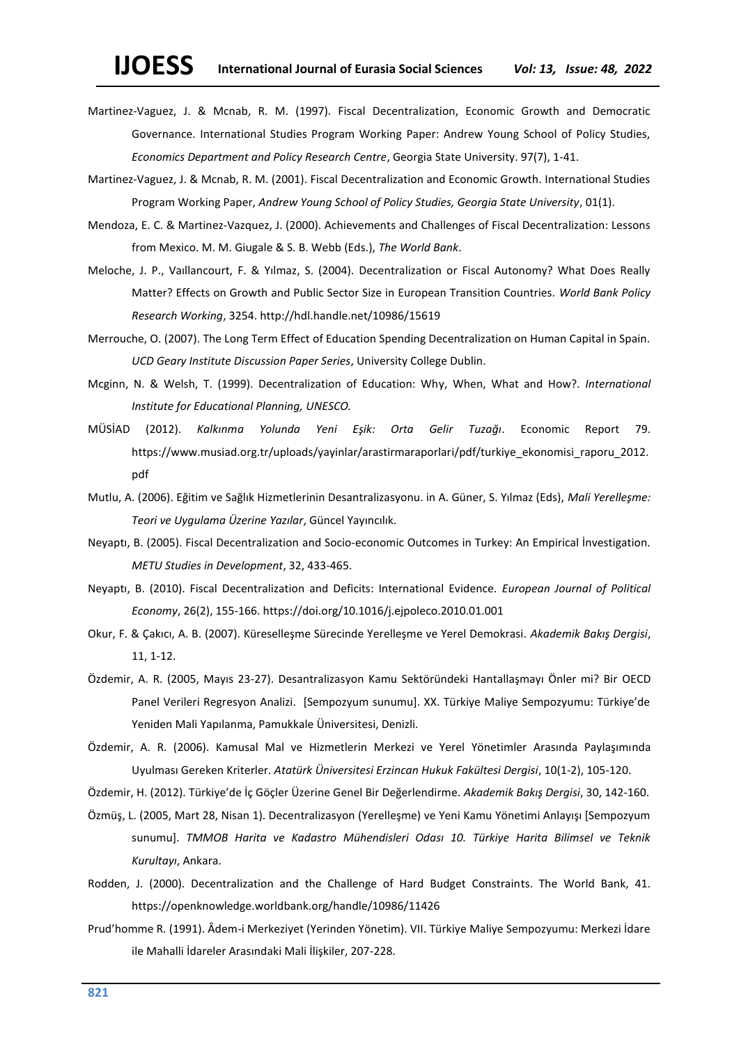Martinez-Vaguez, J. & Mcnab, R. M. (1997). Fiscal Decentralization, Economic Growth and Democratic Governance. International Studies Program Working Paper: Andrew Young School of Policy Studies, *Economics Department and Policy Research Centre*, Georgia State University. 97(7), 1-41.

Martinez-Vaguez, J. & Mcnab, R. M. (2001). Fiscal Decentralization and Economic Growth. International Studies Program Working Paper, *Andrew Young School of Policy Studies, Georgia State University*, 01(1).

Mendoza, E. C. & Martinez-Vazquez, J. (2000). Achievements and Challenges of Fiscal Decentralization: Lessons from Mexico. M. M. Giugale & S. B. Webb (Eds.), *The World Bank*.

Meloche, J. P., Vaıllancourt, F. & Yılmaz, S. (2004). Decentralization or Fiscal Autonomy? What Does Really Matter? Effects on Growth and Public Sector Size in European Transition Countries. *World Bank Policy Research Working*, 3254. http://hdl.handle.net/10986/15619

Merrouche, O. (2007). The Long Term Effect of Education Spending Decentralization on Human Capital in Spain. *UCD Geary Institute Discussion Paper Series*, University College Dublin.

Mcginn, N. & Welsh, T. (1999). Decentralization of Education: Why, When, What and How?. *International Institute for Educational Planning, UNESCO.*

MÜSİAD (2012). *Kalkınma Yolunda Yeni Eşik: Orta Gelir Tuzağı*. Economic Report 79. https://www.musiad.org.tr/uploads/yayinlar/arastirmaraporlari/pdf/turkiye_ekonomisi_raporu_2012.pdf

Mutlu, A. (2006). Eğitim ve Sağlık Hizmetlerinin Desantralizasyonu. in A. Güner, S. Yılmaz (Eds), *Mali Yerelleşme: Teori ve Uygulama Üzerine Yazılar*, Güncel Yayıncılık.

Neyaptı, B. (2005). Fiscal Decentralization and Socio-economic Outcomes in Turkey: An Empirical İnvestigation. *METU Studies in Development*, 32, 433-465.

Neyaptı, B. (2010). Fiscal Decentralization and Deficits: International Evidence. *European Journal of Political Economy*, 26(2), 155-166. https://doi.org/10.1016/j.ejpoleco.2010.01.001

Okur, F. & Çakıcı, A. B. (2007). Küreselleşme Sürecinde Yerelleşme ve Yerel Demokrasi. *Akademik Bakış Dergisi*, 11, 1-12.

Özdemir, A. R. (2005, Mayıs 23-27). Desantralizasyon Kamu Sektöründeki Hantallaşmayı Önler mi? Bir OECD Panel Verileri Regresyon Analizi. [Sempozyum sunumu]. XX. Türkiye Maliye Sempozyumu: Türkiye'de Yeniden Mali Yapılanma, Pamukkale Üniversitesi, Denizli.

Özdemir, A. R. (2006). Kamusal Mal ve Hizmetlerin Merkezi ve Yerel Yönetimler Arasında Paylaşımında Uyulması Gereken Kriterler. *Atatürk Üniversitesi Erzincan Hukuk Fakültesi Dergisi*, 10(1-2), 105-120.

Özdemir, H. (2012). Türkiye'de İç Göçler Üzerine Genel Bir Değerlendirme. *Akademik Bakış Dergisi*, 30, 142-160.

Özmüş, L. (2005, Mart 28, Nisan 1). Decentralizasyon (Yerelleşme) ve Yeni Kamu Yönetimi Anlayışı [Sempozyum sunumu]. *TMMOB Harita ve Kadastro Mühendisleri Odası 10. Türkiye Harita Bilimsel ve Teknik Kurultayı*, Ankara.

Rodden, J. (2000). Decentralization and the Challenge of Hard Budget Constraints. The World Bank, 41. https://openknowledge.worldbank.org/handle/10986/11426

Prud'homme R. (1991). Âdem-i Merkeziyet (Yerinden Yönetim). VII. Türkiye Maliye Sempozyumu: Merkezi İdare ile Mahalli İdareler Arasındaki Mali İlişkiler, 207-228.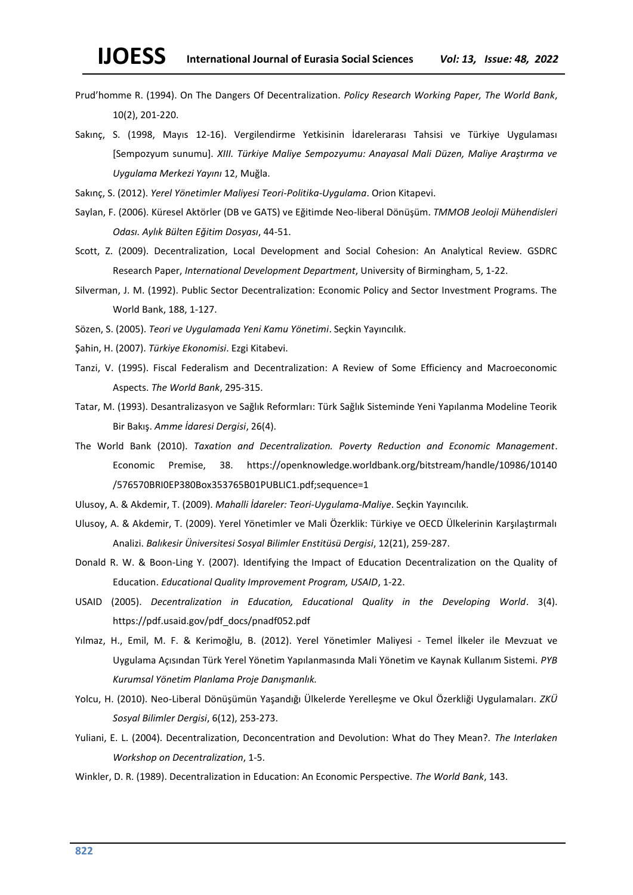Prud'homme R. (1994). On The Dangers Of Decentralization. *Policy Research Working Paper, The World Bank*, 10(2), 201-220.

Sakınç, S. (1998, Mayıs 12-16). Vergilendirme Yetkisinin İdarelerarası Tahsisi ve Türkiye Uygulaması [Sempozyum sunumu]. *XIII. Türkiye Maliye Sempozyumu: Anayasal Mali Düzen, Maliye Araştırma ve Uygulama Merkezi Yayını* 12, Muğla.

Sakınç, S. (2012). *Yerel Yönetimler Maliyesi Teori-Politika-Uygulama*. Orion Kitapevi.

Saylan, F. (2006). Küresel Aktörler (DB ve GATS) ve Eğitimde Neo-liberal Dönüşüm. *TMMOB Jeoloji Mühendisleri Odası. Aylık Bülten Eğitim Dosyası*, 44-51.

Scott, Z. (2009). Decentralization, Local Development and Social Cohesion: An Analytical Review. GSDRC Research Paper, *International Development Department*, University of Birmingham, 5, 1-22.

Silverman, J. M. (1992). Public Sector Decentralization: Economic Policy and Sector Investment Programs. The World Bank, 188, 1-127.

Sözen, S. (2005). *Teori ve Uygulamada Yeni Kamu Yönetimi*. Seçkin Yayıncılık.

Şahin, H. (2007). *Türkiye Ekonomisi*. Ezgi Kitabevi.

Tanzi, V. (1995). Fiscal Federalism and Decentralization: A Review of Some Efficiency and Macroeconomic Aspects. *The World Bank*, 295-315.

Tatar, M. (1993). Desantralizasyon ve Sağlık Reformları: Türk Sağlık Sisteminde Yeni Yapılanma Modeline Teorik Bir Bakış. *Amme İdaresi Dergisi*, 26(4).

The World Bank (2010). *Taxation and Decentralization. Poverty Reduction and Economic Management*. Economic Premise, 38. https://openknowledge.worldbank.org/bitstream/handle/10986/10140/576570BRI0EP380Box353765B01PUBLIC1.pdf;sequence=1

Ulusoy, A. & Akdemir, T. (2009). *Mahalli İdareler: Teori-Uygulama-Maliye*. Seçkin Yayıncılık.

Ulusoy, A. & Akdemir, T. (2009). Yerel Yönetimler ve Mali Özerklik: Türkiye ve OECD Ülkelerinin Karşılaştırmalı Analizi. *Balıkesir Üniversitesi Sosyal Bilimler Enstitüsü Dergisi*, 12(21), 259-287.

Donald R. W. & Boon-Ling Y. (2007). Identifying the Impact of Education Decentralization on the Quality of Education. *Educational Quality Improvement Program, USAID*, 1-22.

USAID (2005). *Decentralization in Education, Educational Quality in the Developing World*. 3(4). https://pdf.usaid.gov/pdf_docs/pnadf052.pdf

Yılmaz, H., Emil, M. F. & Kerimoğlu, B. (2012). Yerel Yönetimler Maliyesi - Temel İlkeler ile Mevzuat ve Uygulama Açısından Türk Yerel Yönetim Yapılanmasında Mali Yönetim ve Kaynak Kullanım Sistemi. *PYB Kurumsal Yönetim Planlama Proje Danışmanlık.*

Yolcu, H. (2010). Neo-Liberal Dönüşümün Yaşandığı Ülkelerde Yerelleşme ve Okul Özerkliği Uygulamaları. *ZKÜ Sosyal Bilimler Dergisi*, 6(12), 253-273.

Yuliani, E. L. (2004). Decentralization, Deconcentration and Devolution: What do They Mean?. *The Interlaken Workshop on Decentralization*, 1-5.

Winkler, D. R. (1989). Decentralization in Education: An Economic Perspective. *The World Bank*, 143.